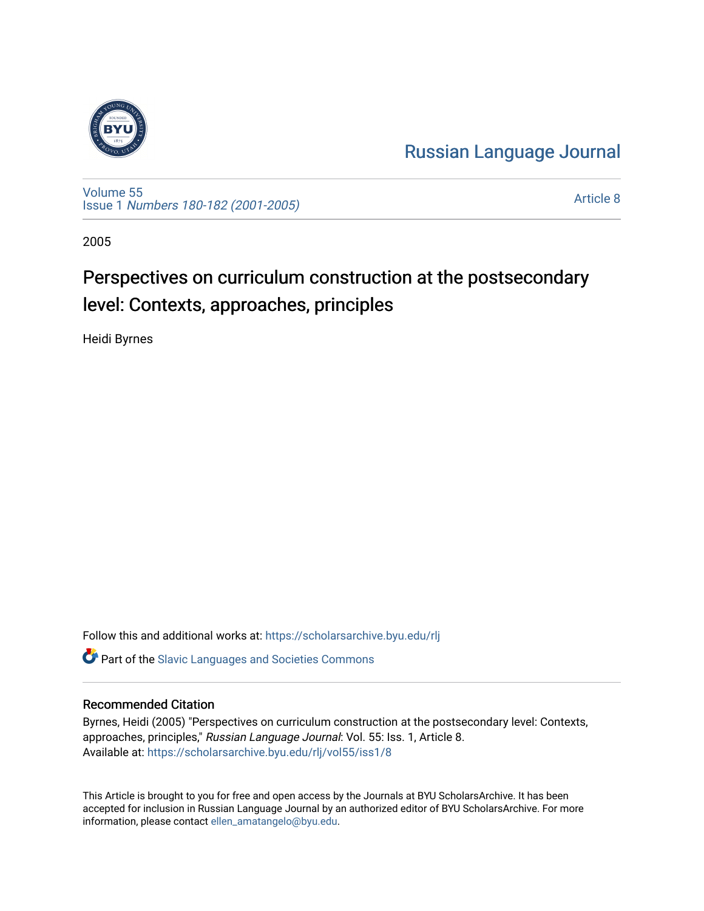Russian Language Journal

Volume 55
Issue 1 *Numbers 180-182 (2001-2005)*

Article 8

2005

# Perspectives on curriculum construction at the postsecondary level: Contexts, approaches, principles

Heidi Byrnes

Follow this and additional works at: https://scholarsarchive.byu.edu/rlj

Part of the Slavic Languages and Societies Commons

## Recommended Citation

Byrnes, Heidi (2005) "Perspectives on curriculum construction at the postsecondary level: Contexts, approaches, principles," *Russian Language Journal*: Vol. 55: Iss. 1, Article 8.
Available at: https://scholarsarchive.byu.edu/rlj/vol55/iss1/8

This Article is brought to you for free and open access by the Journals at BYU ScholarsArchive. It has been accepted for inclusion in Russian Language Journal by an authorized editor of BYU ScholarsArchive. For more information, please contact ellen_amatangelo@byu.edu.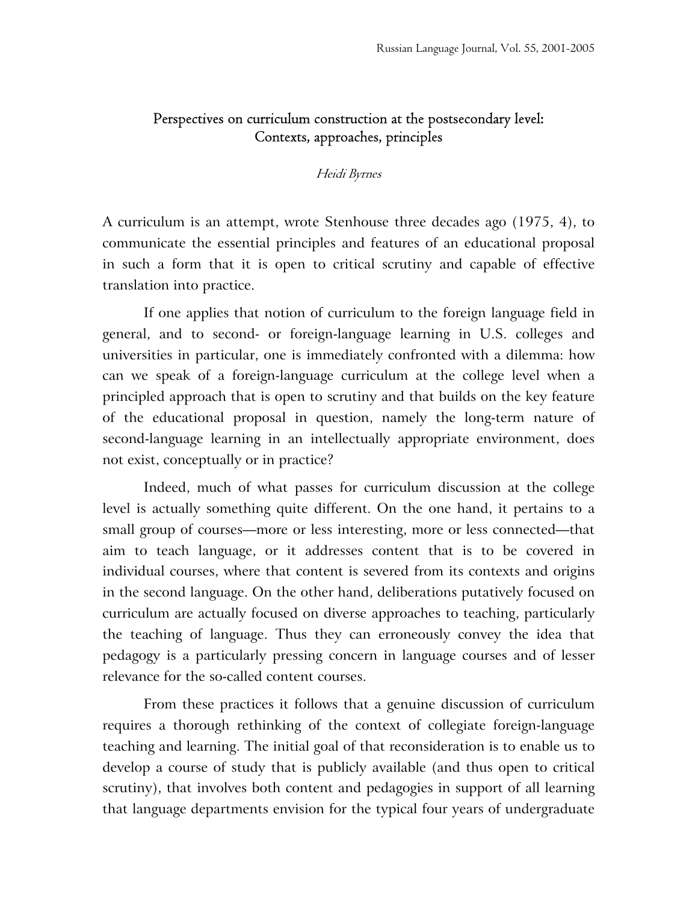# Perspectives on curriculum construction at the postsecondary level: Contexts, approaches, principles

*Heidi Byrnes*

A curriculum is an attempt, wrote Stenhouse three decades ago (1975, 4), to communicate the essential principles and features of an educational proposal in such a form that it is open to critical scrutiny and capable of effective translation into practice.

If one applies that notion of curriculum to the foreign language field in general, and to second- or foreign-language learning in U.S. colleges and universities in particular, one is immediately confronted with a dilemma: how can we speak of a foreign-language curriculum at the college level when a principled approach that is open to scrutiny and that builds on the key feature of the educational proposal in question, namely the long-term nature of second-language learning in an intellectually appropriate environment, does not exist, conceptually or in practice?

Indeed, much of what passes for curriculum discussion at the college level is actually something quite different. On the one hand, it pertains to a small group of courses—more or less interesting, more or less connected—that aim to teach language, or it addresses content that is to be covered in individual courses, where that content is severed from its contexts and origins in the second language. On the other hand, deliberations putatively focused on curriculum are actually focused on diverse approaches to teaching, particularly the teaching of language. Thus they can erroneously convey the idea that pedagogy is a particularly pressing concern in language courses and of lesser relevance for the so-called content courses.

From these practices it follows that a genuine discussion of curriculum requires a thorough rethinking of the context of collegiate foreign-language teaching and learning. The initial goal of that reconsideration is to enable us to develop a course of study that is publicly available (and thus open to critical scrutiny), that involves both content and pedagogies in support of all learning that language departments envision for the typical four years of undergraduate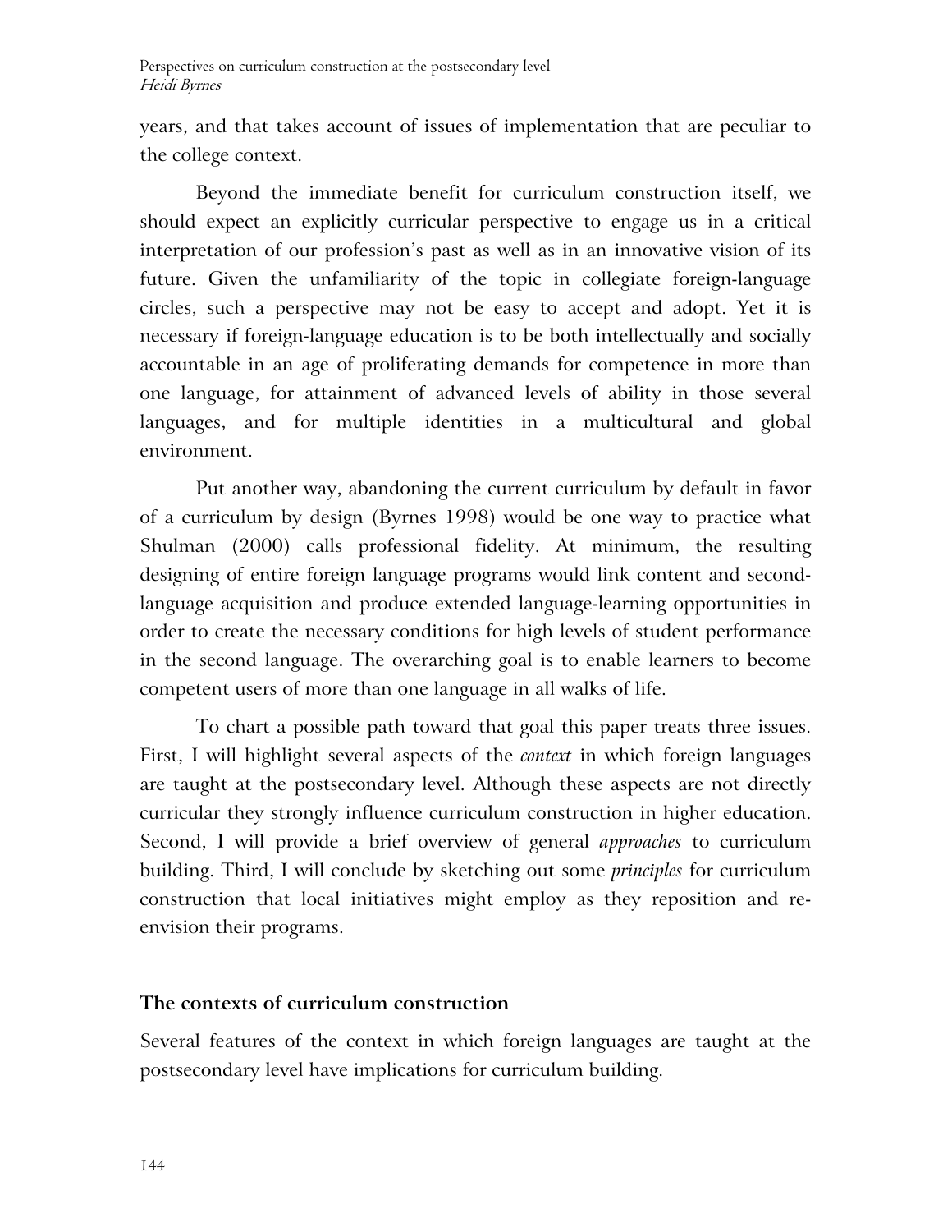years, and that takes account of issues of implementation that are peculiar to the college context.

Beyond the immediate benefit for curriculum construction itself, we should expect an explicitly curricular perspective to engage us in a critical interpretation of our profession's past as well as in an innovative vision of its future. Given the unfamiliarity of the topic in collegiate foreign-language circles, such a perspective may not be easy to accept and adopt. Yet it is necessary if foreign-language education is to be both intellectually and socially accountable in an age of proliferating demands for competence in more than one language, for attainment of advanced levels of ability in those several languages, and for multiple identities in a multicultural and global environment.

Put another way, abandoning the current curriculum by default in favor of a curriculum by design (Byrnes 1998) would be one way to practice what Shulman (2000) calls professional fidelity. At minimum, the resulting designing of entire foreign language programs would link content and second-language acquisition and produce extended language-learning opportunities in order to create the necessary conditions for high levels of student performance in the second language. The overarching goal is to enable learners to become competent users of more than one language in all walks of life.

To chart a possible path toward that goal this paper treats three issues. First, I will highlight several aspects of the *context* in which foreign languages are taught at the postsecondary level. Although these aspects are not directly curricular they strongly influence curriculum construction in higher education. Second, I will provide a brief overview of general *approaches* to curriculum building. Third, I will conclude by sketching out some *principles* for curriculum construction that local initiatives might employ as they reposition and re-envision their programs.

## The contexts of curriculum construction

Several features of the context in which foreign languages are taught at the postsecondary level have implications for curriculum building.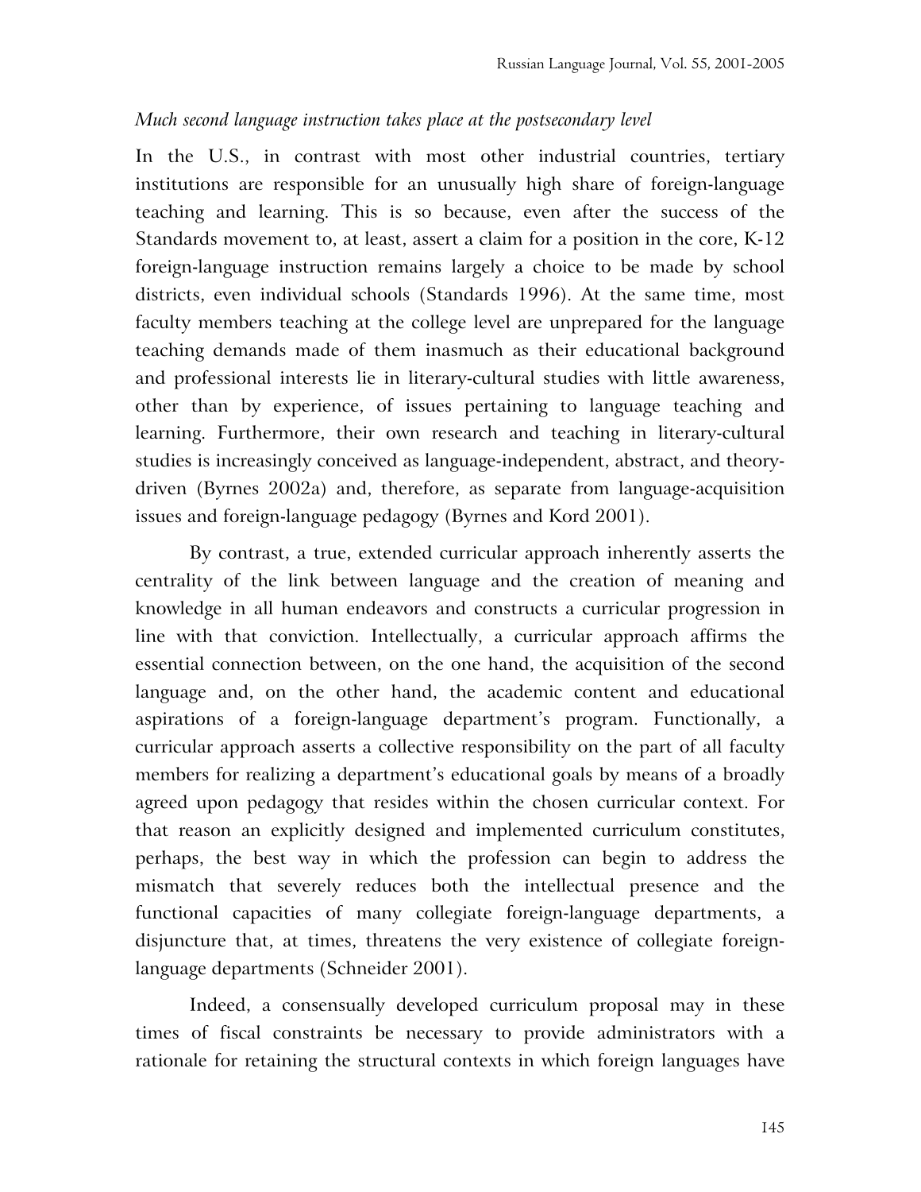*Much second language instruction takes place at the postsecondary level*

In the U.S., in contrast with most other industrial countries, tertiary institutions are responsible for an unusually high share of foreign-language teaching and learning. This is so because, even after the success of the Standards movement to, at least, assert a claim for a position in the core, K-12 foreign-language instruction remains largely a choice to be made by school districts, even individual schools (Standards 1996). At the same time, most faculty members teaching at the college level are unprepared for the language teaching demands made of them inasmuch as their educational background and professional interests lie in literary-cultural studies with little awareness, other than by experience, of issues pertaining to language teaching and learning. Furthermore, their own research and teaching in literary-cultural studies is increasingly conceived as language-independent, abstract, and theory-driven (Byrnes 2002a) and, therefore, as separate from language-acquisition issues and foreign-language pedagogy (Byrnes and Kord 2001).

By contrast, a true, extended curricular approach inherently asserts the centrality of the link between language and the creation of meaning and knowledge in all human endeavors and constructs a curricular progression in line with that conviction. Intellectually, a curricular approach affirms the essential connection between, on the one hand, the acquisition of the second language and, on the other hand, the academic content and educational aspirations of a foreign-language department's program. Functionally, a curricular approach asserts a collective responsibility on the part of all faculty members for realizing a department's educational goals by means of a broadly agreed upon pedagogy that resides within the chosen curricular context. For that reason an explicitly designed and implemented curriculum constitutes, perhaps, the best way in which the profession can begin to address the mismatch that severely reduces both the intellectual presence and the functional capacities of many collegiate foreign-language departments, a disjuncture that, at times, threatens the very existence of collegiate foreign-language departments (Schneider 2001).

Indeed, a consensually developed curriculum proposal may in these times of fiscal constraints be necessary to provide administrators with a rationale for retaining the structural contexts in which foreign languages have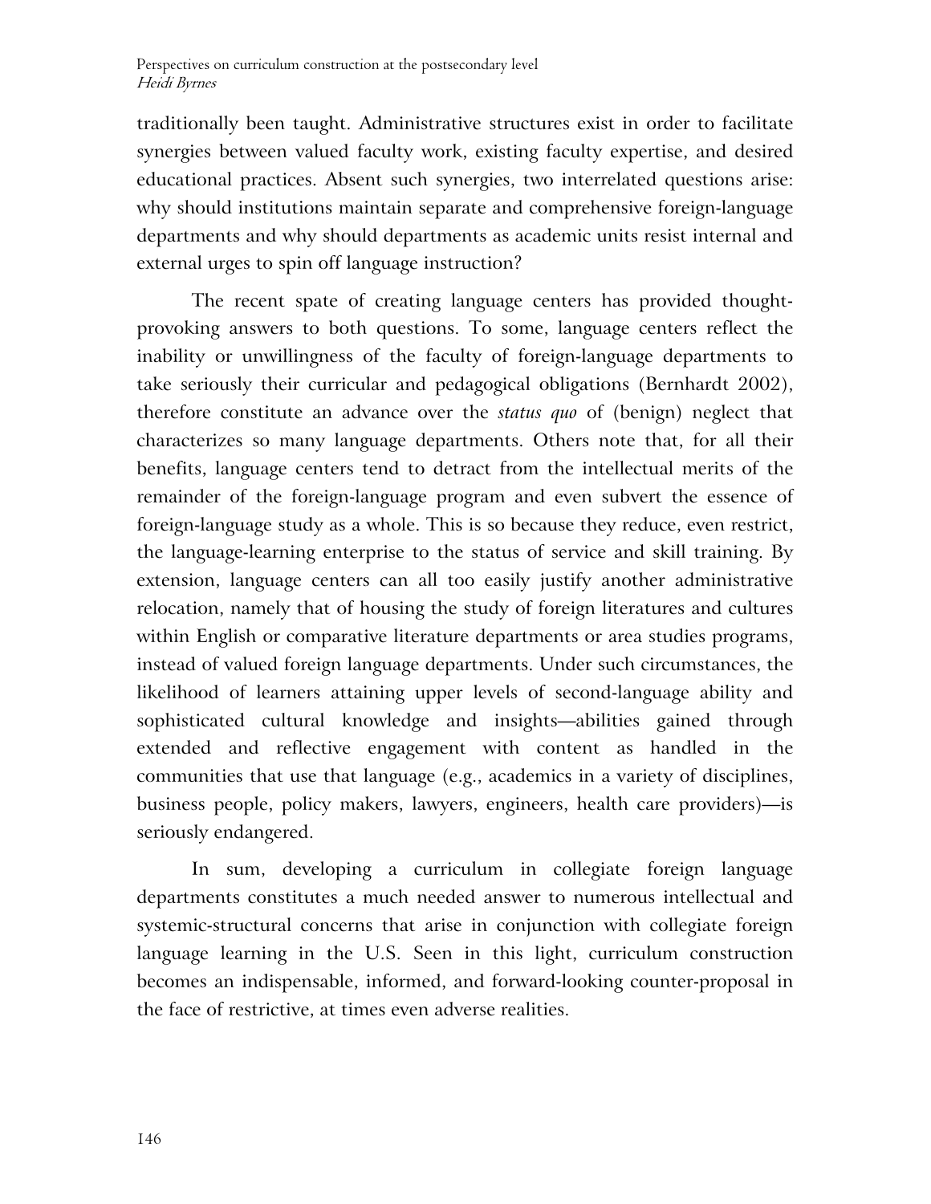traditionally been taught. Administrative structures exist in order to facilitate synergies between valued faculty work, existing faculty expertise, and desired educational practices. Absent such synergies, two interrelated questions arise: why should institutions maintain separate and comprehensive foreign-language departments and why should departments as academic units resist internal and external urges to spin off language instruction?

The recent spate of creating language centers has provided thought-provoking answers to both questions. To some, language centers reflect the inability or unwillingness of the faculty of foreign-language departments to take seriously their curricular and pedagogical obligations (Bernhardt 2002), therefore constitute an advance over the *status quo* of (benign) neglect that characterizes so many language departments. Others note that, for all their benefits, language centers tend to detract from the intellectual merits of the remainder of the foreign-language program and even subvert the essence of foreign-language study as a whole. This is so because they reduce, even restrict, the language-learning enterprise to the status of service and skill training. By extension, language centers can all too easily justify another administrative relocation, namely that of housing the study of foreign literatures and cultures within English or comparative literature departments or area studies programs, instead of valued foreign language departments. Under such circumstances, the likelihood of learners attaining upper levels of second-language ability and sophisticated cultural knowledge and insights—abilities gained through extended and reflective engagement with content as handled in the communities that use that language (e.g., academics in a variety of disciplines, business people, policy makers, lawyers, engineers, health care providers)—is seriously endangered.

In sum, developing a curriculum in collegiate foreign language departments constitutes a much needed answer to numerous intellectual and systemic-structural concerns that arise in conjunction with collegiate foreign language learning in the U.S. Seen in this light, curriculum construction becomes an indispensable, informed, and forward-looking counter-proposal in the face of restrictive, at times even adverse realities.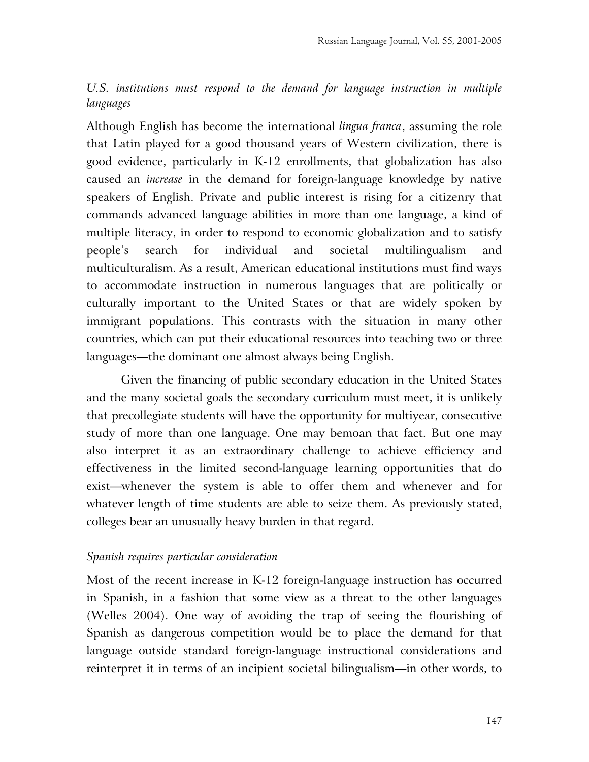*U.S. institutions must respond to the demand for language instruction in multiple languages*

Although English has become the international *lingua franca*, assuming the role that Latin played for a good thousand years of Western civilization, there is good evidence, particularly in K-12 enrollments, that globalization has also caused an *increase* in the demand for foreign-language knowledge by native speakers of English. Private and public interest is rising for a citizenry that commands advanced language abilities in more than one language, a kind of multiple literacy, in order to respond to economic globalization and to satisfy people's search for individual and societal multilingualism and multiculturalism. As a result, American educational institutions must find ways to accommodate instruction in numerous languages that are politically or culturally important to the United States or that are widely spoken by immigrant populations. This contrasts with the situation in many other countries, which can put their educational resources into teaching two or three languages—the dominant one almost always being English.

Given the financing of public secondary education in the United States and the many societal goals the secondary curriculum must meet, it is unlikely that precollegiate students will have the opportunity for multiyear, consecutive study of more than one language. One may bemoan that fact. But one may also interpret it as an extraordinary challenge to achieve efficiency and effectiveness in the limited second-language learning opportunities that do exist—whenever the system is able to offer them and whenever and for whatever length of time students are able to seize them. As previously stated, colleges bear an unusually heavy burden in that regard.

*Spanish requires particular consideration*

Most of the recent increase in K-12 foreign-language instruction has occurred in Spanish, in a fashion that some view as a threat to the other languages (Welles 2004). One way of avoiding the trap of seeing the flourishing of Spanish as dangerous competition would be to place the demand for that language outside standard foreign-language instructional considerations and reinterpret it in terms of an incipient societal bilingualism—in other words, to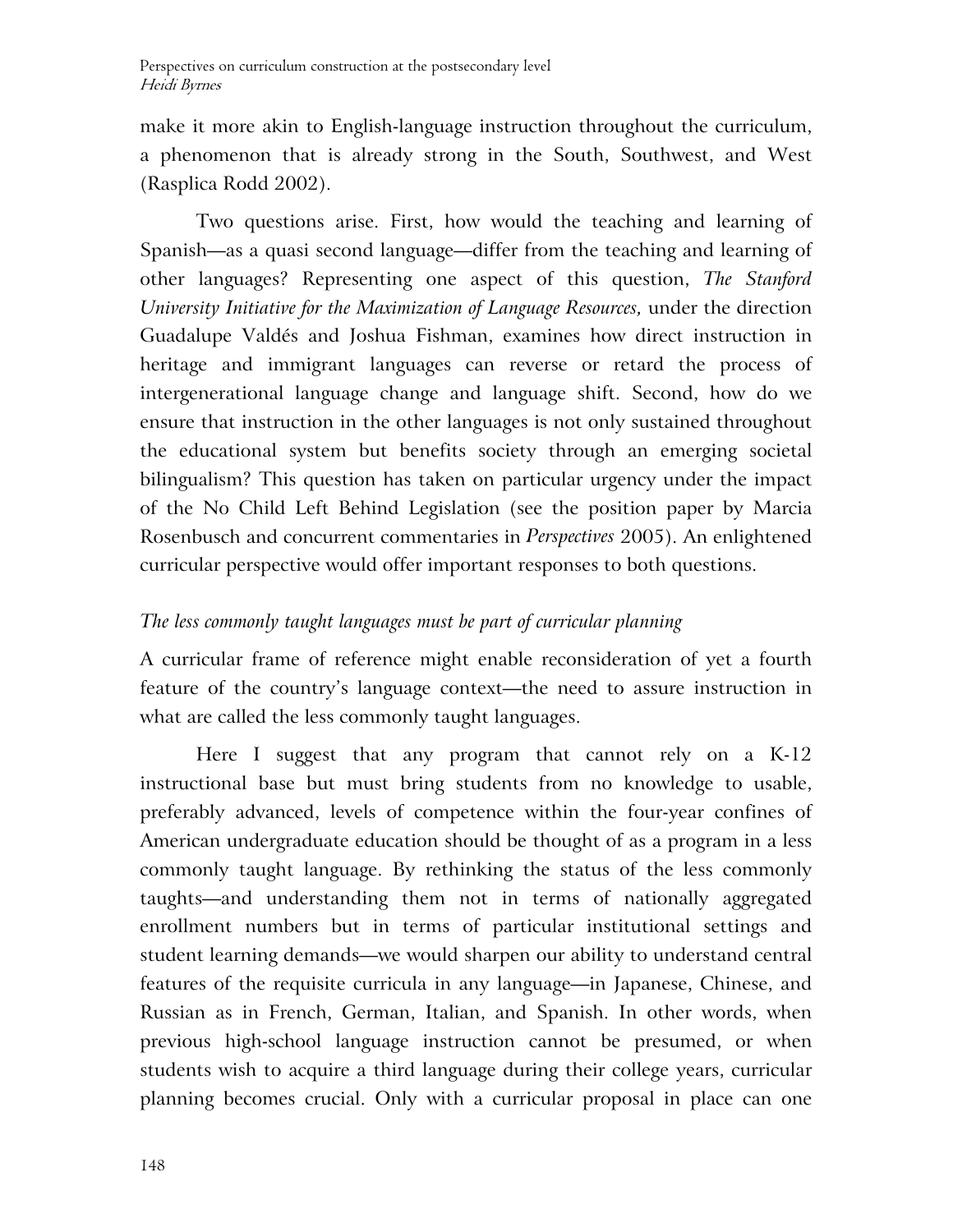make it more akin to English-language instruction throughout the curriculum, a phenomenon that is already strong in the South, Southwest, and West (Rasplica Rodd 2002).

Two questions arise. First, how would the teaching and learning of Spanish—as a quasi second language—differ from the teaching and learning of other languages? Representing one aspect of this question, *The Stanford University Initiative for the Maximization of Language Resources,* under the direction Guadalupe Valdés and Joshua Fishman, examines how direct instruction in heritage and immigrant languages can reverse or retard the process of intergenerational language change and language shift. Second, how do we ensure that instruction in the other languages is not only sustained throughout the educational system but benefits society through an emerging societal bilingualism? This question has taken on particular urgency under the impact of the No Child Left Behind Legislation (see the position paper by Marcia Rosenbusch and concurrent commentaries in *Perspectives* 2005). An enlightened curricular perspective would offer important responses to both questions.

### *The less commonly taught languages must be part of curricular planning*

A curricular frame of reference might enable reconsideration of yet a fourth feature of the country's language context—the need to assure instruction in what are called the less commonly taught languages.

Here I suggest that any program that cannot rely on a K-12 instructional base but must bring students from no knowledge to usable, preferably advanced, levels of competence within the four-year confines of American undergraduate education should be thought of as a program in a less commonly taught language. By rethinking the status of the less commonly taughts—and understanding them not in terms of nationally aggregated enrollment numbers but in terms of particular institutional settings and student learning demands—we would sharpen our ability to understand central features of the requisite curricula in any language—in Japanese, Chinese, and Russian as in French, German, Italian, and Spanish. In other words, when previous high-school language instruction cannot be presumed, or when students wish to acquire a third language during their college years, curricular planning becomes crucial. Only with a curricular proposal in place can one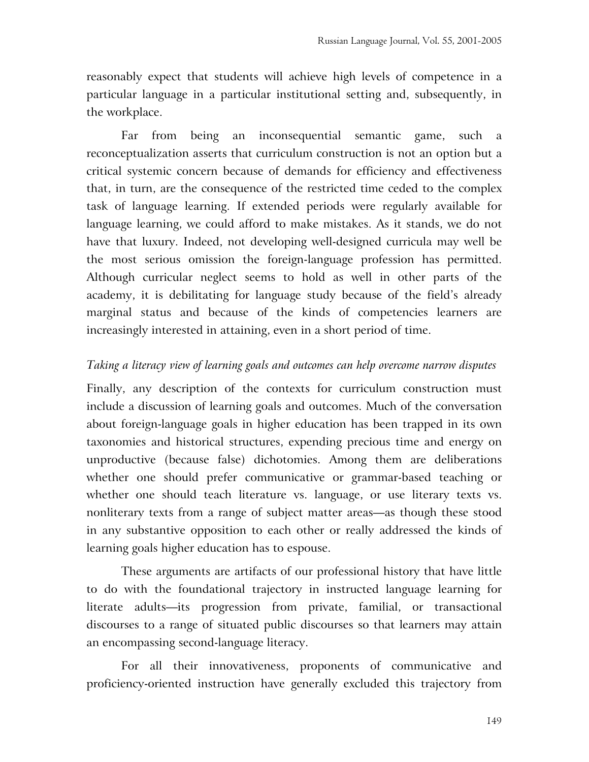reasonably expect that students will achieve high levels of competence in a particular language in a particular institutional setting and, subsequently, in the workplace.

Far from being an inconsequential semantic game, such a reconceptualization asserts that curriculum construction is not an option but a critical systemic concern because of demands for efficiency and effectiveness that, in turn, are the consequence of the restricted time ceded to the complex task of language learning. If extended periods were regularly available for language learning, we could afford to make mistakes. As it stands, we do not have that luxury. Indeed, not developing well-designed curricula may well be the most serious omission the foreign-language profession has permitted. Although curricular neglect seems to hold as well in other parts of the academy, it is debilitating for language study because of the field's already marginal status and because of the kinds of competencies learners are increasingly interested in attaining, even in a short period of time.

*Taking a literacy view of learning goals and outcomes can help overcome narrow disputes*

Finally, any description of the contexts for curriculum construction must include a discussion of learning goals and outcomes. Much of the conversation about foreign-language goals in higher education has been trapped in its own taxonomies and historical structures, expending precious time and energy on unproductive (because false) dichotomies. Among them are deliberations whether one should prefer communicative or grammar-based teaching or whether one should teach literature vs. language, or use literary texts vs. nonliterary texts from a range of subject matter areas—as though these stood in any substantive opposition to each other or really addressed the kinds of learning goals higher education has to espouse.

These arguments are artifacts of our professional history that have little to do with the foundational trajectory in instructed language learning for literate adults—its progression from private, familial, or transactional discourses to a range of situated public discourses so that learners may attain an encompassing second-language literacy.

For all their innovativeness, proponents of communicative and proficiency-oriented instruction have generally excluded this trajectory from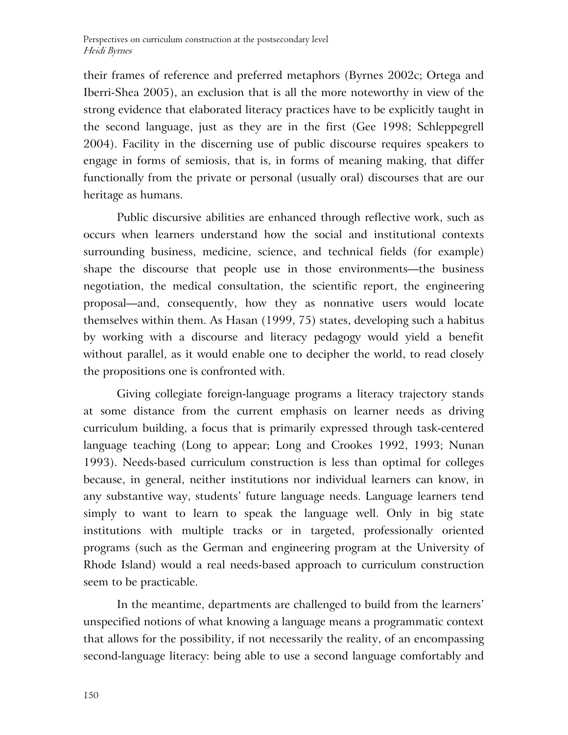their frames of reference and preferred metaphors (Byrnes 2002c; Ortega and Iberri-Shea 2005), an exclusion that is all the more noteworthy in view of the strong evidence that elaborated literacy practices have to be explicitly taught in the second language, just as they are in the first (Gee 1998; Schleppegrell 2004). Facility in the discerning use of public discourse requires speakers to engage in forms of semiosis, that is, in forms of meaning making, that differ functionally from the private or personal (usually oral) discourses that are our heritage as humans.

Public discursive abilities are enhanced through reflective work, such as occurs when learners understand how the social and institutional contexts surrounding business, medicine, science, and technical fields (for example) shape the discourse that people use in those environments—the business negotiation, the medical consultation, the scientific report, the engineering proposal—and, consequently, how they as nonnative users would locate themselves within them. As Hasan (1999, 75) states, developing such a habitus by working with a discourse and literacy pedagogy would yield a benefit without parallel, as it would enable one to decipher the world, to read closely the propositions one is confronted with.

Giving collegiate foreign-language programs a literacy trajectory stands at some distance from the current emphasis on learner needs as driving curriculum building, a focus that is primarily expressed through task-centered language teaching (Long to appear; Long and Crookes 1992, 1993; Nunan 1993). Needs-based curriculum construction is less than optimal for colleges because, in general, neither institutions nor individual learners can know, in any substantive way, students' future language needs. Language learners tend simply to want to learn to speak the language well. Only in big state institutions with multiple tracks or in targeted, professionally oriented programs (such as the German and engineering program at the University of Rhode Island) would a real needs-based approach to curriculum construction seem to be practicable.

In the meantime, departments are challenged to build from the learners' unspecified notions of what knowing a language means a programmatic context that allows for the possibility, if not necessarily the reality, of an encompassing second-language literacy: being able to use a second language comfortably and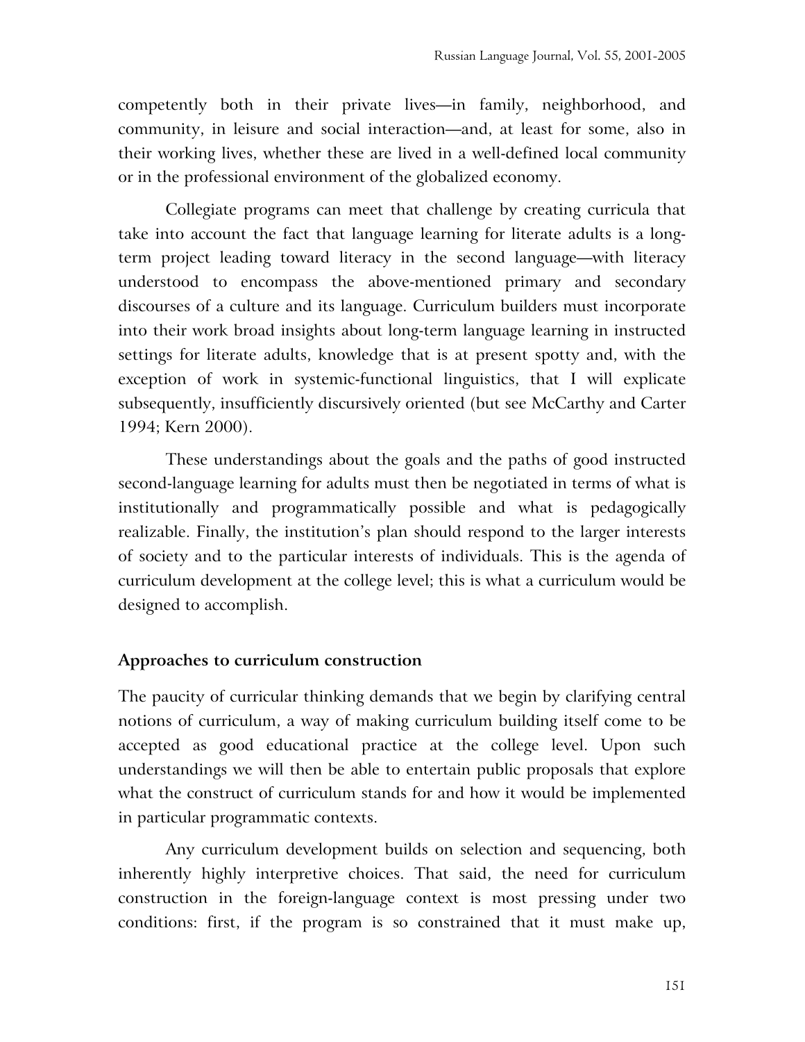competently both in their private lives—in family, neighborhood, and community, in leisure and social interaction—and, at least for some, also in their working lives, whether these are lived in a well-defined local community or in the professional environment of the globalized economy.

Collegiate programs can meet that challenge by creating curricula that take into account the fact that language learning for literate adults is a long-term project leading toward literacy in the second language—with literacy understood to encompass the above-mentioned primary and secondary discourses of a culture and its language. Curriculum builders must incorporate into their work broad insights about long-term language learning in instructed settings for literate adults, knowledge that is at present spotty and, with the exception of work in systemic-functional linguistics, that I will explicate subsequently, insufficiently discursively oriented (but see McCarthy and Carter 1994; Kern 2000).

These understandings about the goals and the paths of good instructed second-language learning for adults must then be negotiated in terms of what is institutionally and programmatically possible and what is pedagogically realizable. Finally, the institution's plan should respond to the larger interests of society and to the particular interests of individuals. This is the agenda of curriculum development at the college level; this is what a curriculum would be designed to accomplish.

## Approaches to curriculum construction

The paucity of curricular thinking demands that we begin by clarifying central notions of curriculum, a way of making curriculum building itself come to be accepted as good educational practice at the college level. Upon such understandings we will then be able to entertain public proposals that explore what the construct of curriculum stands for and how it would be implemented in particular programmatic contexts.

Any curriculum development builds on selection and sequencing, both inherently highly interpretive choices. That said, the need for curriculum construction in the foreign-language context is most pressing under two conditions: first, if the program is so constrained that it must make up,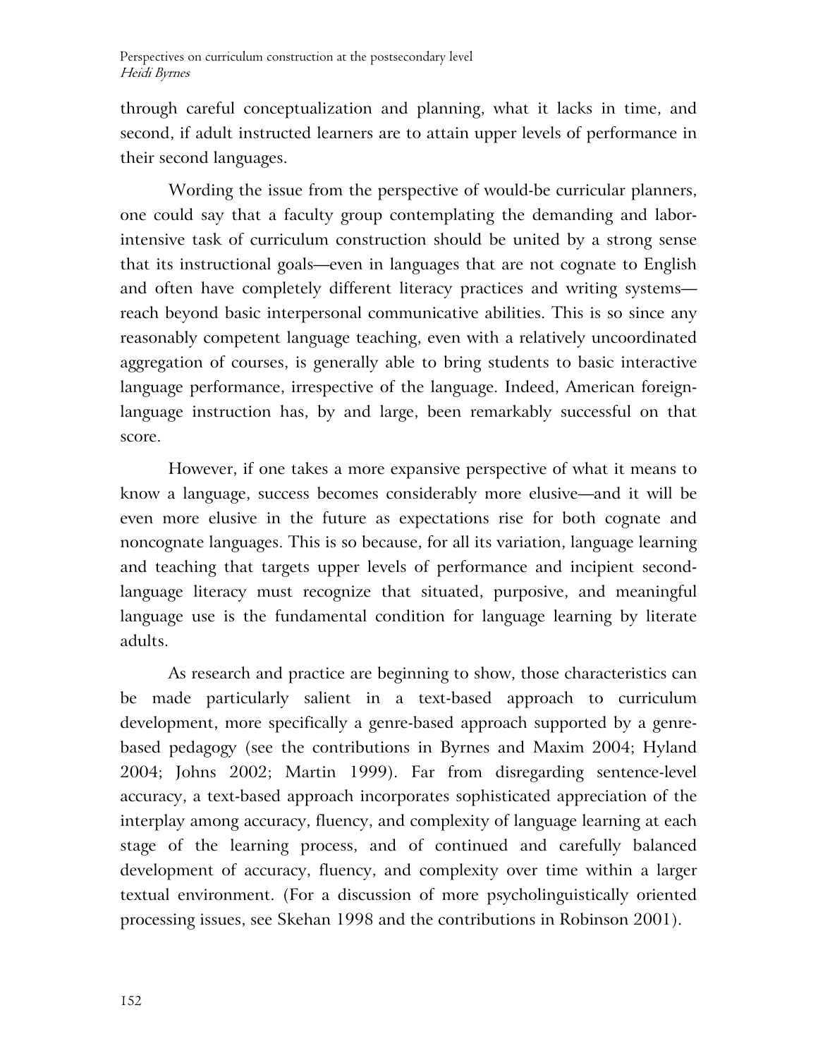through careful conceptualization and planning, what it lacks in time, and second, if adult instructed learners are to attain upper levels of performance in their second languages.

Wording the issue from the perspective of would-be curricular planners, one could say that a faculty group contemplating the demanding and labor-intensive task of curriculum construction should be united by a strong sense that its instructional goals—even in languages that are not cognate to English and often have completely different literacy practices and writing systems—reach beyond basic interpersonal communicative abilities. This is so since any reasonably competent language teaching, even with a relatively uncoordinated aggregation of courses, is generally able to bring students to basic interactive language performance, irrespective of the language. Indeed, American foreign-language instruction has, by and large, been remarkably successful on that score.

However, if one takes a more expansive perspective of what it means to know a language, success becomes considerably more elusive—and it will be even more elusive in the future as expectations rise for both cognate and noncognate languages. This is so because, for all its variation, language learning and teaching that targets upper levels of performance and incipient second-language literacy must recognize that situated, purposive, and meaningful language use is the fundamental condition for language learning by literate adults.

As research and practice are beginning to show, those characteristics can be made particularly salient in a text-based approach to curriculum development, more specifically a genre-based approach supported by a genre-based pedagogy (see the contributions in Byrnes and Maxim 2004; Hyland 2004; Johns 2002; Martin 1999). Far from disregarding sentence-level accuracy, a text-based approach incorporates sophisticated appreciation of the interplay among accuracy, fluency, and complexity of language learning at each stage of the learning process, and of continued and carefully balanced development of accuracy, fluency, and complexity over time within a larger textual environment. (For a discussion of more psycholinguistically oriented processing issues, see Skehan 1998 and the contributions in Robinson 2001).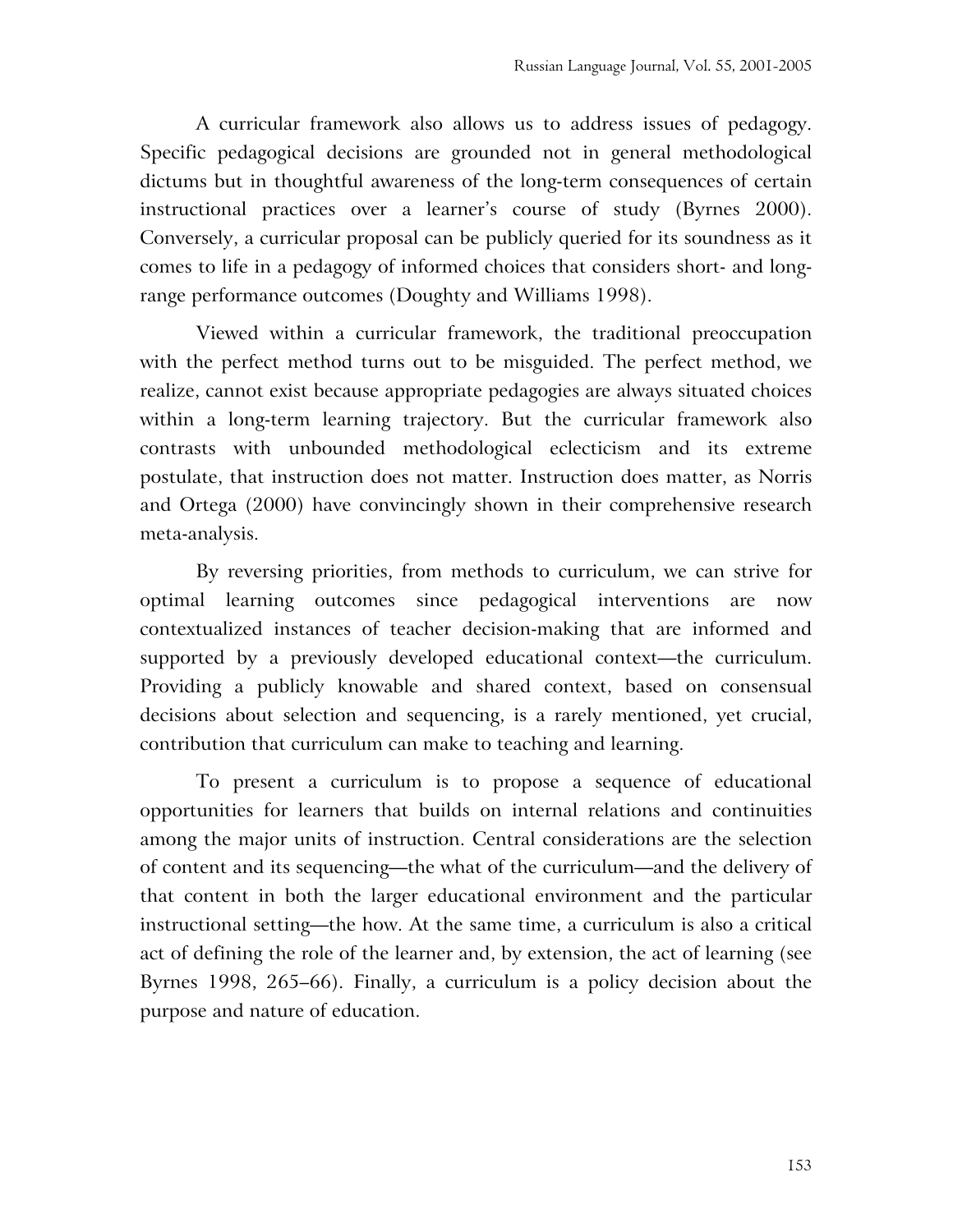A curricular framework also allows us to address issues of pedagogy. Specific pedagogical decisions are grounded not in general methodological dictums but in thoughtful awareness of the long-term consequences of certain instructional practices over a learner's course of study (Byrnes 2000). Conversely, a curricular proposal can be publicly queried for its soundness as it comes to life in a pedagogy of informed choices that considers short- and long-range performance outcomes (Doughty and Williams 1998).

Viewed within a curricular framework, the traditional preoccupation with the perfect method turns out to be misguided. The perfect method, we realize, cannot exist because appropriate pedagogies are always situated choices within a long-term learning trajectory. But the curricular framework also contrasts with unbounded methodological eclecticism and its extreme postulate, that instruction does not matter. Instruction does matter, as Norris and Ortega (2000) have convincingly shown in their comprehensive research meta-analysis.

By reversing priorities, from methods to curriculum, we can strive for optimal learning outcomes since pedagogical interventions are now contextualized instances of teacher decision-making that are informed and supported by a previously developed educational context—the curriculum. Providing a publicly knowable and shared context, based on consensual decisions about selection and sequencing, is a rarely mentioned, yet crucial, contribution that curriculum can make to teaching and learning.

To present a curriculum is to propose a sequence of educational opportunities for learners that builds on internal relations and continuities among the major units of instruction. Central considerations are the selection of content and its sequencing—the what of the curriculum—and the delivery of that content in both the larger educational environment and the particular instructional setting—the how. At the same time, a curriculum is also a critical act of defining the role of the learner and, by extension, the act of learning (see Byrnes 1998, 265–66). Finally, a curriculum is a policy decision about the purpose and nature of education.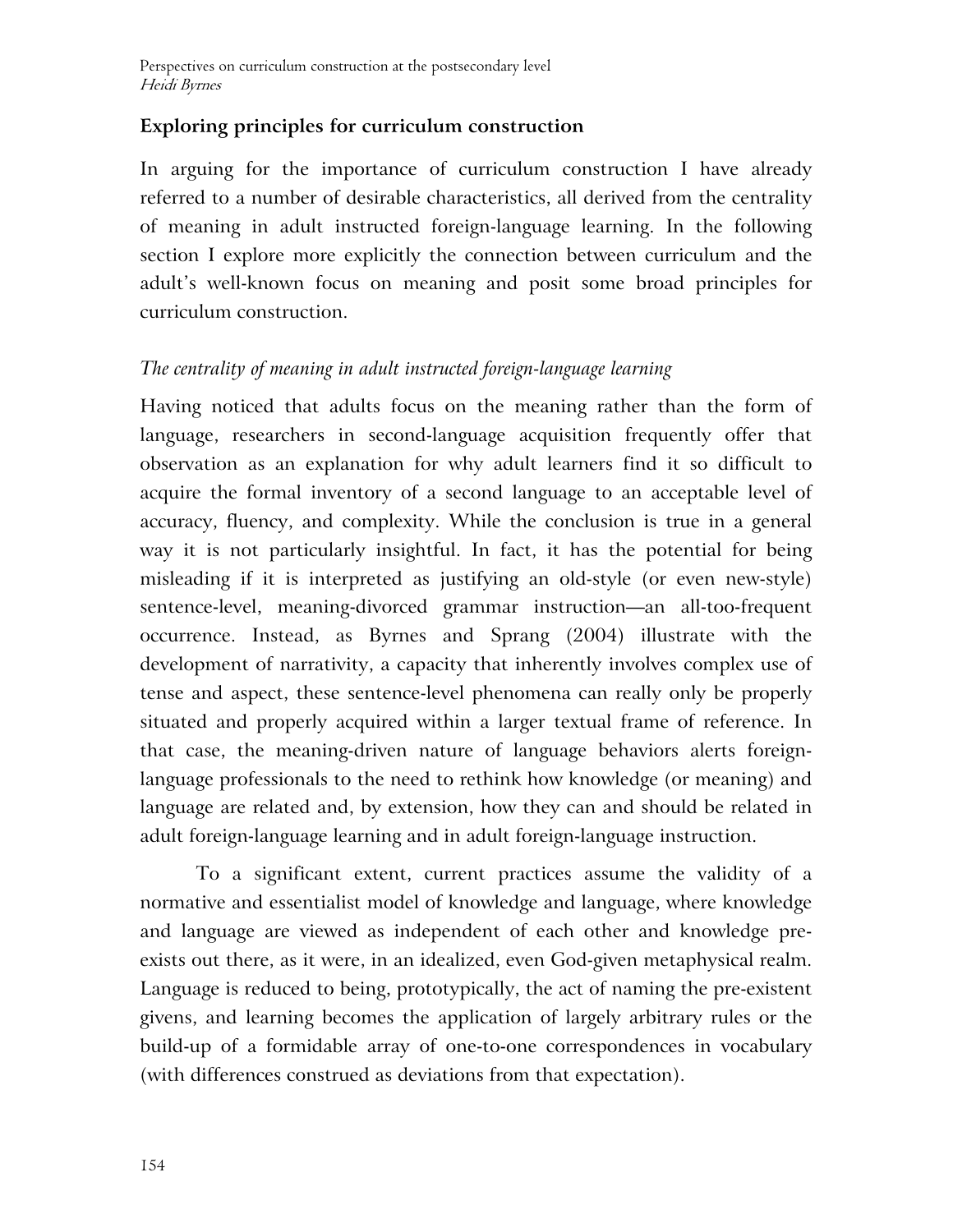## Exploring principles for curriculum construction

In arguing for the importance of curriculum construction I have already referred to a number of desirable characteristics, all derived from the centrality of meaning in adult instructed foreign-language learning. In the following section I explore more explicitly the connection between curriculum and the adult's well-known focus on meaning and posit some broad principles for curriculum construction.

### *The centrality of meaning in adult instructed foreign-language learning*

Having noticed that adults focus on the meaning rather than the form of language, researchers in second-language acquisition frequently offer that observation as an explanation for why adult learners find it so difficult to acquire the formal inventory of a second language to an acceptable level of accuracy, fluency, and complexity. While the conclusion is true in a general way it is not particularly insightful. In fact, it has the potential for being misleading if it is interpreted as justifying an old-style (or even new-style) sentence-level, meaning-divorced grammar instruction—an all-too-frequent occurrence. Instead, as Byrnes and Sprang (2004) illustrate with the development of narrativity, a capacity that inherently involves complex use of tense and aspect, these sentence-level phenomena can really only be properly situated and properly acquired within a larger textual frame of reference. In that case, the meaning-driven nature of language behaviors alerts foreign-language professionals to the need to rethink how knowledge (or meaning) and language are related and, by extension, how they can and should be related in adult foreign-language learning and in adult foreign-language instruction.

To a significant extent, current practices assume the validity of a normative and essentialist model of knowledge and language, where knowledge and language are viewed as independent of each other and knowledge pre-exists out there, as it were, in an idealized, even God-given metaphysical realm. Language is reduced to being, prototypically, the act of naming the pre-existent givens, and learning becomes the application of largely arbitrary rules or the build-up of a formidable array of one-to-one correspondences in vocabulary (with differences construed as deviations from that expectation).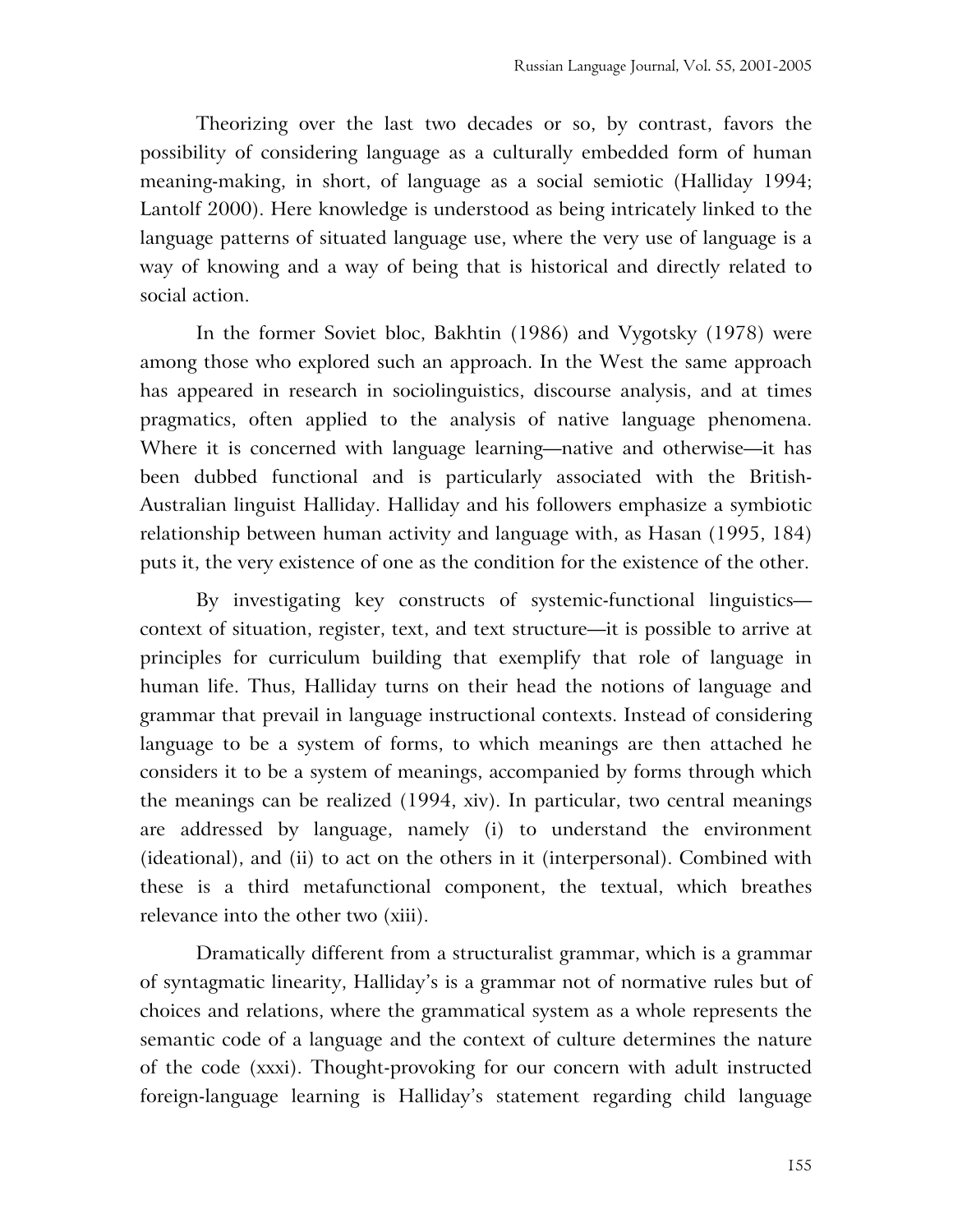Theorizing over the last two decades or so, by contrast, favors the possibility of considering language as a culturally embedded form of human meaning-making, in short, of language as a social semiotic (Halliday 1994; Lantolf 2000). Here knowledge is understood as being intricately linked to the language patterns of situated language use, where the very use of language is a way of knowing and a way of being that is historical and directly related to social action.

In the former Soviet bloc, Bakhtin (1986) and Vygotsky (1978) were among those who explored such an approach. In the West the same approach has appeared in research in sociolinguistics, discourse analysis, and at times pragmatics, often applied to the analysis of native language phenomena. Where it is concerned with language learning—native and otherwise—it has been dubbed functional and is particularly associated with the British-Australian linguist Halliday. Halliday and his followers emphasize a symbiotic relationship between human activity and language with, as Hasan (1995, 184) puts it, the very existence of one as the condition for the existence of the other.

By investigating key constructs of systemic-functional linguistics—context of situation, register, text, and text structure—it is possible to arrive at principles for curriculum building that exemplify that role of language in human life. Thus, Halliday turns on their head the notions of language and grammar that prevail in language instructional contexts. Instead of considering language to be a system of forms, to which meanings are then attached he considers it to be a system of meanings, accompanied by forms through which the meanings can be realized (1994, xiv). In particular, two central meanings are addressed by language, namely (i) to understand the environment (ideational), and (ii) to act on the others in it (interpersonal). Combined with these is a third metafunctional component, the textual, which breathes relevance into the other two (xiii).

Dramatically different from a structuralist grammar, which is a grammar of syntagmatic linearity, Halliday's is a grammar not of normative rules but of choices and relations, where the grammatical system as a whole represents the semantic code of a language and the context of culture determines the nature of the code (xxxi). Thought-provoking for our concern with adult instructed foreign-language learning is Halliday's statement regarding child language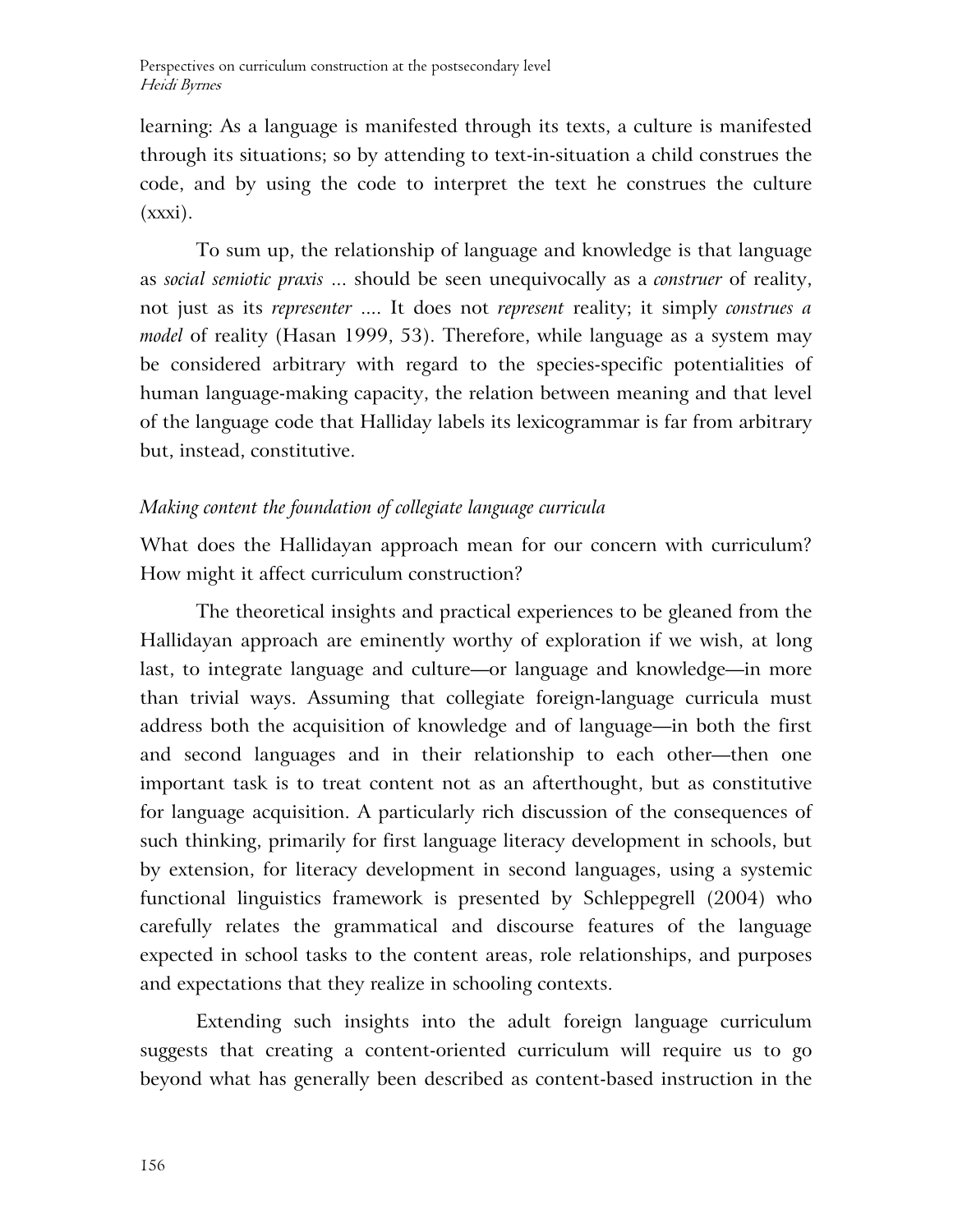learning: As a language is manifested through its texts, a culture is manifested through its situations; so by attending to text-in-situation a child construes the code, and by using the code to interpret the text he construes the culture (xxxi).

To sum up, the relationship of language and knowledge is that language as *social semiotic praxis* ... should be seen unequivocally as a *construer* of reality, not just as its *representer* .... It does not *represent* reality; it simply *construes a model* of reality (Hasan 1999, 53). Therefore, while language as a system may be considered arbitrary with regard to the species-specific potentialities of human language-making capacity, the relation between meaning and that level of the language code that Halliday labels its lexicogrammar is far from arbitrary but, instead, constitutive.

### *Making content the foundation of collegiate language curricula*

What does the Hallidayan approach mean for our concern with curriculum? How might it affect curriculum construction?

The theoretical insights and practical experiences to be gleaned from the Hallidayan approach are eminently worthy of exploration if we wish, at long last, to integrate language and culture—or language and knowledge—in more than trivial ways. Assuming that collegiate foreign-language curricula must address both the acquisition of knowledge and of language—in both the first and second languages and in their relationship to each other—then one important task is to treat content not as an afterthought, but as constitutive for language acquisition. A particularly rich discussion of the consequences of such thinking, primarily for first language literacy development in schools, but by extension, for literacy development in second languages, using a systemic functional linguistics framework is presented by Schleppegrell (2004) who carefully relates the grammatical and discourse features of the language expected in school tasks to the content areas, role relationships, and purposes and expectations that they realize in schooling contexts.

Extending such insights into the adult foreign language curriculum suggests that creating a content-oriented curriculum will require us to go beyond what has generally been described as content-based instruction in the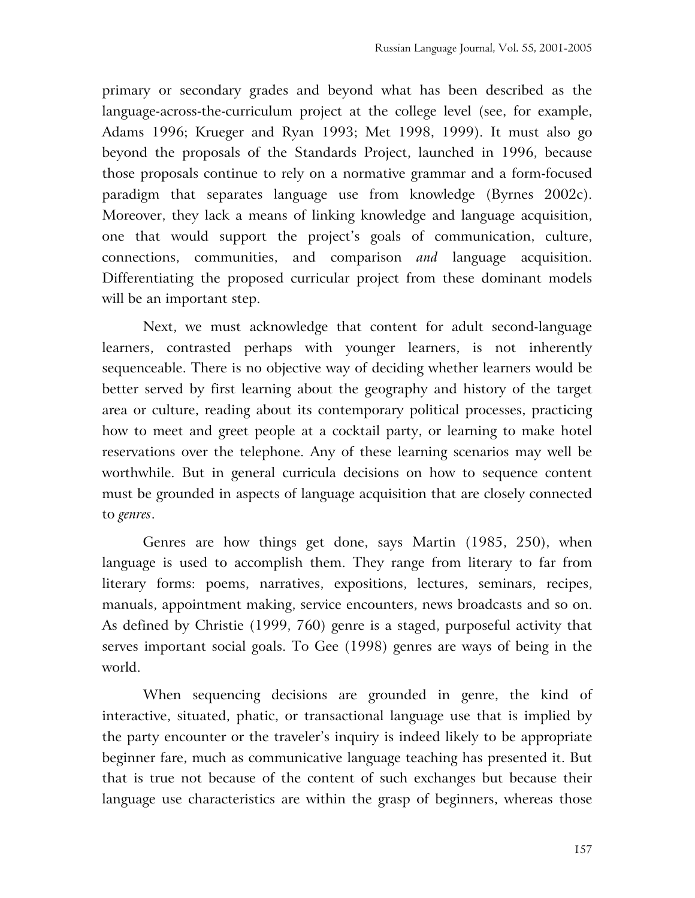primary or secondary grades and beyond what has been described as the language-across-the-curriculum project at the college level (see, for example, Adams 1996; Krueger and Ryan 1993; Met 1998, 1999). It must also go beyond the proposals of the Standards Project, launched in 1996, because those proposals continue to rely on a normative grammar and a form-focused paradigm that separates language use from knowledge (Byrnes 2002c). Moreover, they lack a means of linking knowledge and language acquisition, one that would support the project's goals of communication, culture, connections, communities, and comparison *and* language acquisition. Differentiating the proposed curricular project from these dominant models will be an important step.

Next, we must acknowledge that content for adult second-language learners, contrasted perhaps with younger learners, is not inherently sequenceable. There is no objective way of deciding whether learners would be better served by first learning about the geography and history of the target area or culture, reading about its contemporary political processes, practicing how to meet and greet people at a cocktail party, or learning to make hotel reservations over the telephone. Any of these learning scenarios may well be worthwhile. But in general curricula decisions on how to sequence content must be grounded in aspects of language acquisition that are closely connected to *genres*.

Genres are how things get done, says Martin (1985, 250), when language is used to accomplish them. They range from literary to far from literary forms: poems, narratives, expositions, lectures, seminars, recipes, manuals, appointment making, service encounters, news broadcasts and so on. As defined by Christie (1999, 760) genre is a staged, purposeful activity that serves important social goals. To Gee (1998) genres are ways of being in the world.

When sequencing decisions are grounded in genre, the kind of interactive, situated, phatic, or transactional language use that is implied by the party encounter or the traveler's inquiry is indeed likely to be appropriate beginner fare, much as communicative language teaching has presented it. But that is true not because of the content of such exchanges but because their language use characteristics are within the grasp of beginners, whereas those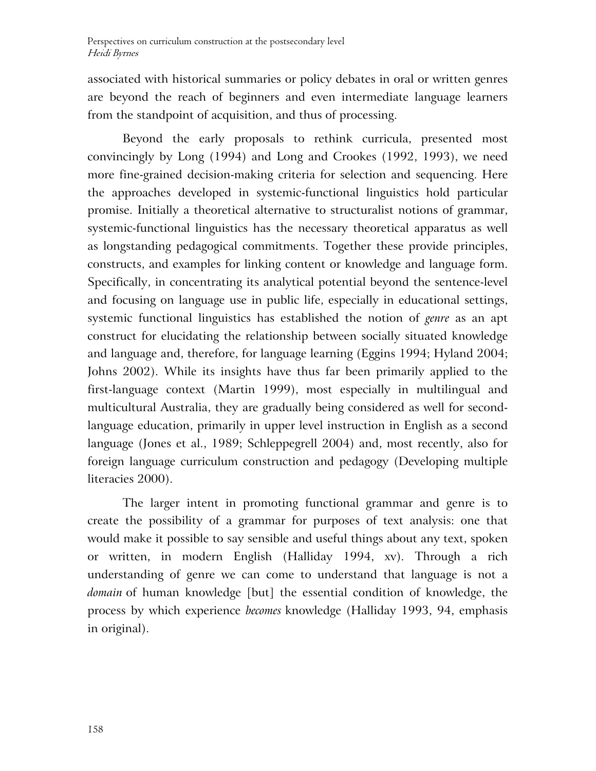associated with historical summaries or policy debates in oral or written genres are beyond the reach of beginners and even intermediate language learners from the standpoint of acquisition, and thus of processing.

Beyond the early proposals to rethink curricula, presented most convincingly by Long (1994) and Long and Crookes (1992, 1993), we need more fine-grained decision-making criteria for selection and sequencing. Here the approaches developed in systemic-functional linguistics hold particular promise. Initially a theoretical alternative to structuralist notions of grammar, systemic-functional linguistics has the necessary theoretical apparatus as well as longstanding pedagogical commitments. Together these provide principles, constructs, and examples for linking content or knowledge and language form. Specifically, in concentrating its analytical potential beyond the sentence-level and focusing on language use in public life, especially in educational settings, systemic functional linguistics has established the notion of *genre* as an apt construct for elucidating the relationship between socially situated knowledge and language and, therefore, for language learning (Eggins 1994; Hyland 2004; Johns 2002). While its insights have thus far been primarily applied to the first-language context (Martin 1999), most especially in multilingual and multicultural Australia, they are gradually being considered as well for second-language education, primarily in upper level instruction in English as a second language (Jones et al., 1989; Schleppegrell 2004) and, most recently, also for foreign language curriculum construction and pedagogy (Developing multiple literacies 2000).

The larger intent in promoting functional grammar and genre is to create the possibility of a grammar for purposes of text analysis: one that would make it possible to say sensible and useful things about any text, spoken or written, in modern English (Halliday 1994, xv). Through a rich understanding of genre we can come to understand that language is not a *domain* of human knowledge [but] the essential condition of knowledge, the process by which experience *becomes* knowledge (Halliday 1993, 94, emphasis in original).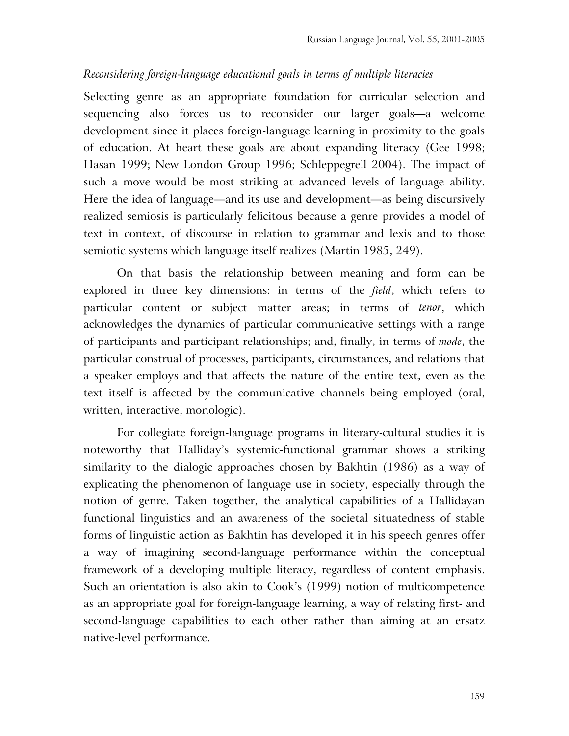*Reconsidering foreign-language educational goals in terms of multiple literacies*

Selecting genre as an appropriate foundation for curricular selection and sequencing also forces us to reconsider our larger goals—a welcome development since it places foreign-language learning in proximity to the goals of education. At heart these goals are about expanding literacy (Gee 1998; Hasan 1999; New London Group 1996; Schleppegrell 2004). The impact of such a move would be most striking at advanced levels of language ability. Here the idea of language—and its use and development—as being discursively realized semiosis is particularly felicitous because a genre provides a model of text in context, of discourse in relation to grammar and lexis and to those semiotic systems which language itself realizes (Martin 1985, 249).

On that basis the relationship between meaning and form can be explored in three key dimensions: in terms of the *field*, which refers to particular content or subject matter areas; in terms of *tenor*, which acknowledges the dynamics of particular communicative settings with a range of participants and participant relationships; and, finally, in terms of *mode*, the particular construal of processes, participants, circumstances, and relations that a speaker employs and that affects the nature of the entire text, even as the text itself is affected by the communicative channels being employed (oral, written, interactive, monologic).

For collegiate foreign-language programs in literary-cultural studies it is noteworthy that Halliday's systemic-functional grammar shows a striking similarity to the dialogic approaches chosen by Bakhtin (1986) as a way of explicating the phenomenon of language use in society, especially through the notion of genre. Taken together, the analytical capabilities of a Hallidayan functional linguistics and an awareness of the societal situatedness of stable forms of linguistic action as Bakhtin has developed it in his speech genres offer a way of imagining second-language performance within the conceptual framework of a developing multiple literacy, regardless of content emphasis. Such an orientation is also akin to Cook's (1999) notion of multicompetence as an appropriate goal for foreign-language learning, a way of relating first- and second-language capabilities to each other rather than aiming at an ersatz native-level performance.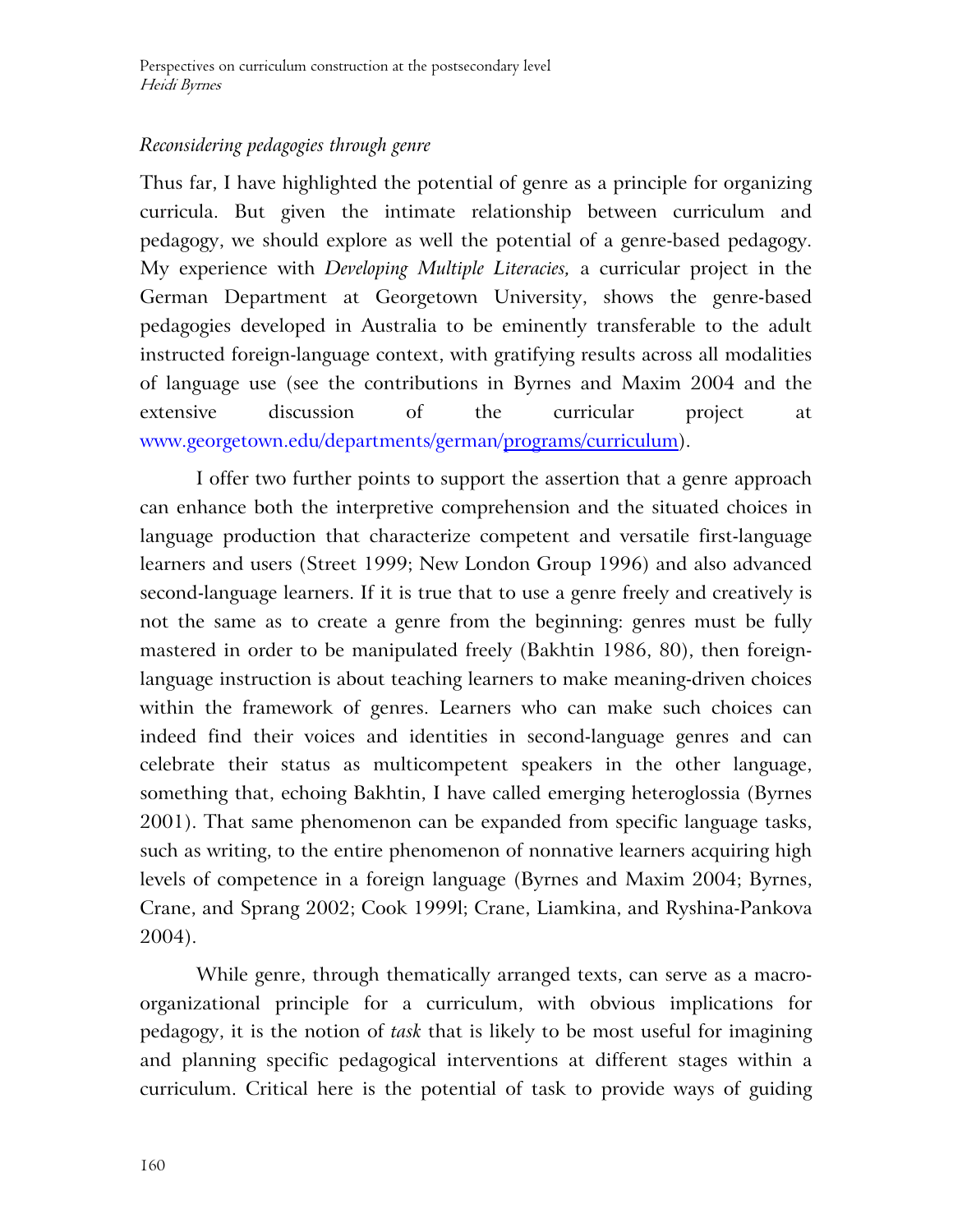### *Reconsidering pedagogies through genre*

Thus far, I have highlighted the potential of genre as a principle for organizing curricula. But given the intimate relationship between curriculum and pedagogy, we should explore as well the potential of a genre-based pedagogy. My experience with *Developing Multiple Literacies,* a curricular project in the German Department at Georgetown University, shows the genre-based pedagogies developed in Australia to be eminently transferable to the adult instructed foreign-language context, with gratifying results across all modalities of language use (see the contributions in Byrnes and Maxim 2004 and the extensive discussion of the curricular project at www.georgetown.edu/departments/german/programs/curriculum).

I offer two further points to support the assertion that a genre approach can enhance both the interpretive comprehension and the situated choices in language production that characterize competent and versatile first-language learners and users (Street 1999; New London Group 1996) and also advanced second-language learners. If it is true that to use a genre freely and creatively is not the same as to create a genre from the beginning: genres must be fully mastered in order to be manipulated freely (Bakhtin 1986, 80), then foreign-language instruction is about teaching learners to make meaning-driven choices within the framework of genres. Learners who can make such choices can indeed find their voices and identities in second-language genres and can celebrate their status as multicompetent speakers in the other language, something that, echoing Bakhtin, I have called emerging heteroglossia (Byrnes 2001). That same phenomenon can be expanded from specific language tasks, such as writing, to the entire phenomenon of nonnative learners acquiring high levels of competence in a foreign language (Byrnes and Maxim 2004; Byrnes, Crane, and Sprang 2002; Cook 1999l; Crane, Liamkina, and Ryshina-Pankova 2004).

While genre, through thematically arranged texts, can serve as a macro-organizational principle for a curriculum, with obvious implications for pedagogy, it is the notion of *task* that is likely to be most useful for imagining and planning specific pedagogical interventions at different stages within a curriculum. Critical here is the potential of task to provide ways of guiding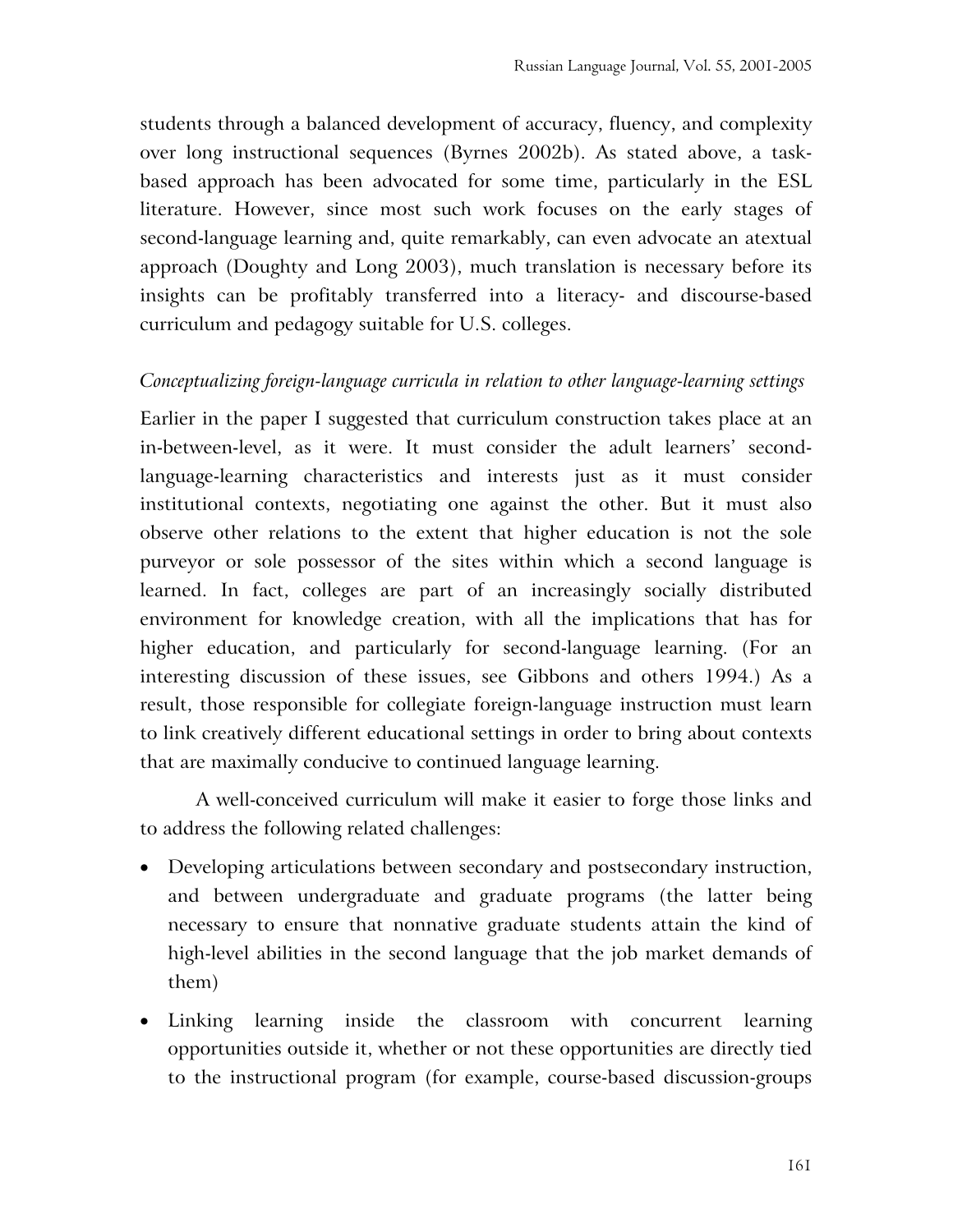students through a balanced development of accuracy, fluency, and complexity over long instructional sequences (Byrnes 2002b). As stated above, a task-based approach has been advocated for some time, particularly in the ESL literature. However, since most such work focuses on the early stages of second-language learning and, quite remarkably, can even advocate an atextual approach (Doughty and Long 2003), much translation is necessary before its insights can be profitably transferred into a literacy- and discourse-based curriculum and pedagogy suitable for U.S. colleges.

*Conceptualizing foreign-language curricula in relation to other language-learning settings*

Earlier in the paper I suggested that curriculum construction takes place at an in-between-level, as it were. It must consider the adult learners' second-language-learning characteristics and interests just as it must consider institutional contexts, negotiating one against the other. But it must also observe other relations to the extent that higher education is not the sole purveyor or sole possessor of the sites within which a second language is learned. In fact, colleges are part of an increasingly socially distributed environment for knowledge creation, with all the implications that has for higher education, and particularly for second-language learning. (For an interesting discussion of these issues, see Gibbons and others 1994.) As a result, those responsible for collegiate foreign-language instruction must learn to link creatively different educational settings in order to bring about contexts that are maximally conducive to continued language learning.

A well-conceived curriculum will make it easier to forge those links and to address the following related challenges:

- Developing articulations between secondary and postsecondary instruction, and between undergraduate and graduate programs (the latter being necessary to ensure that nonnative graduate students attain the kind of high-level abilities in the second language that the job market demands of them)
- Linking learning inside the classroom with concurrent learning opportunities outside it, whether or not these opportunities are directly tied to the instructional program (for example, course-based discussion-groups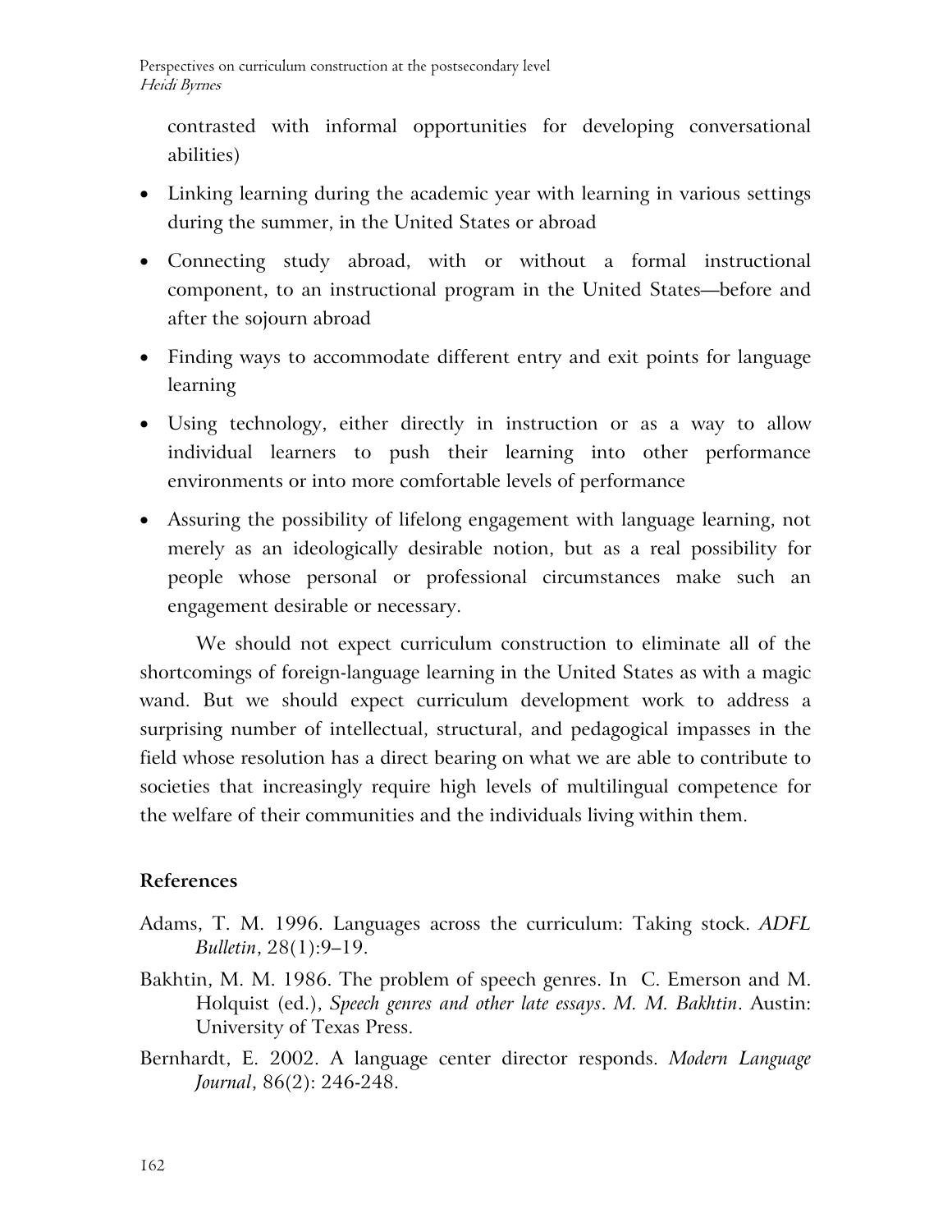contrasted with informal opportunities for developing conversational abilities)

- Linking learning during the academic year with learning in various settings during the summer, in the United States or abroad
- Connecting study abroad, with or without a formal instructional component, to an instructional program in the United States—before and after the sojourn abroad
- Finding ways to accommodate different entry and exit points for language learning
- Using technology, either directly in instruction or as a way to allow individual learners to push their learning into other performance environments or into more comfortable levels of performance
- Assuring the possibility of lifelong engagement with language learning, not merely as an ideologically desirable notion, but as a real possibility for people whose personal or professional circumstances make such an engagement desirable or necessary.

We should not expect curriculum construction to eliminate all of the shortcomings of foreign-language learning in the United States as with a magic wand. But we should expect curriculum development work to address a surprising number of intellectual, structural, and pedagogical impasses in the field whose resolution has a direct bearing on what we are able to contribute to societies that increasingly require high levels of multilingual competence for the welfare of their communities and the individuals living within them.

## References

Adams, T. M. 1996. Languages across the curriculum: Taking stock. *ADFL Bulletin*, 28(1):9–19.

Bakhtin, M. M. 1986. The problem of speech genres. In C. Emerson and M. Holquist (ed.), *Speech genres and other late essays*. *M. M. Bakhtin*. Austin: University of Texas Press.

Bernhardt, E. 2002. A language center director responds. *Modern Language Journal*, 86(2): 246-248.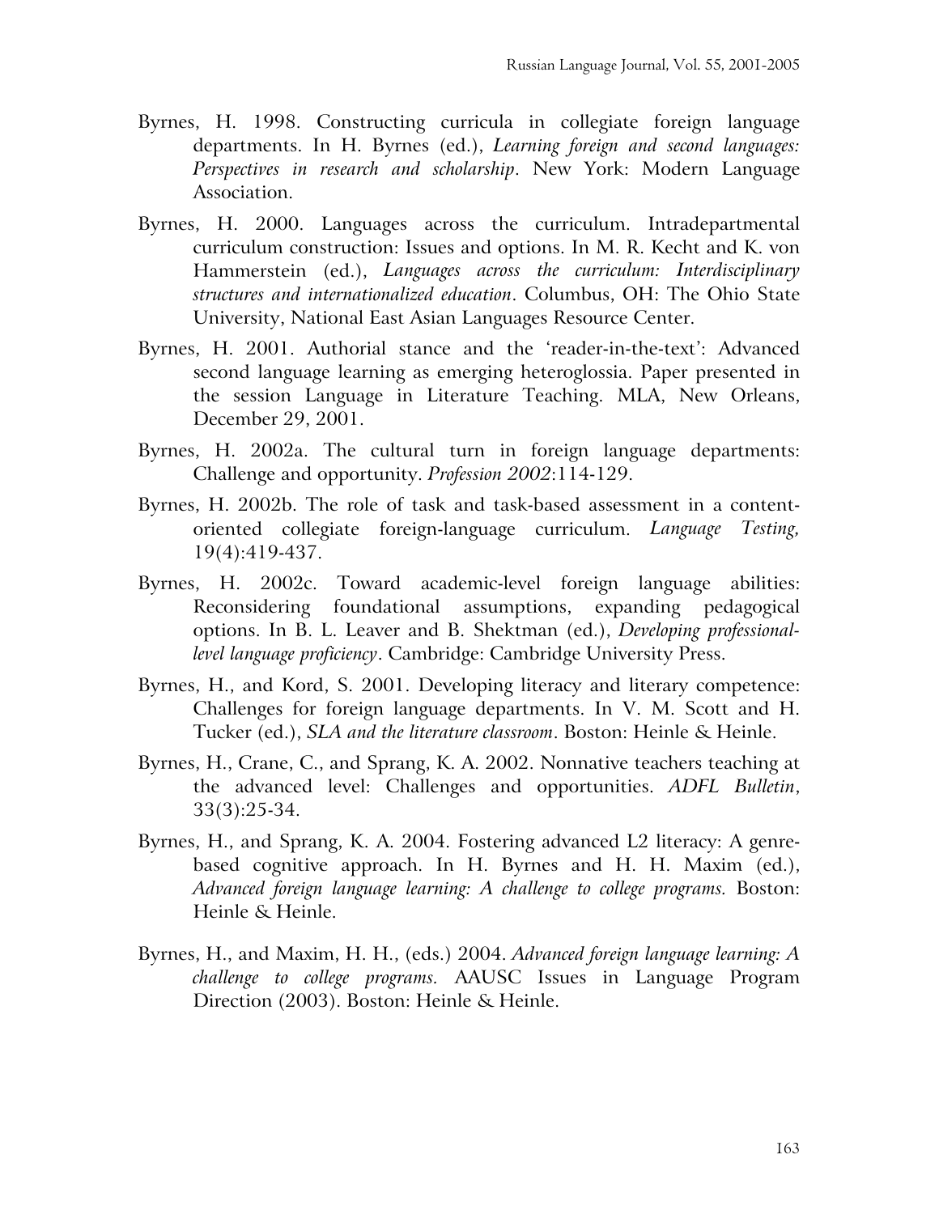Byrnes, H. 1998. Constructing curricula in collegiate foreign language departments. In H. Byrnes (ed.), *Learning foreign and second languages: Perspectives in research and scholarship*. New York: Modern Language Association.

Byrnes, H. 2000. Languages across the curriculum. Intradepartmental curriculum construction: Issues and options. In M. R. Kecht and K. von Hammerstein (ed.), *Languages across the curriculum: Interdisciplinary structures and internationalized education*. Columbus, OH: The Ohio State University, National East Asian Languages Resource Center.

Byrnes, H. 2001. Authorial stance and the 'reader-in-the-text': Advanced second language learning as emerging heteroglossia. Paper presented in the session Language in Literature Teaching. MLA, New Orleans, December 29, 2001.

Byrnes, H. 2002a. The cultural turn in foreign language departments: Challenge and opportunity. *Profession 2002*:114-129.

Byrnes, H. 2002b. The role of task and task-based assessment in a content-oriented collegiate foreign-language curriculum. *Language Testing,* 19(4):419-437.

Byrnes, H. 2002c. Toward academic-level foreign language abilities: Reconsidering foundational assumptions, expanding pedagogical options. In B. L. Leaver and B. Shektman (ed.), *Developing professional-level language proficiency*. Cambridge: Cambridge University Press.

Byrnes, H., and Kord, S. 2001. Developing literacy and literary competence: Challenges for foreign language departments. In V. M. Scott and H. Tucker (ed.), *SLA and the literature classroom*. Boston: Heinle & Heinle.

Byrnes, H., Crane, C., and Sprang, K. A. 2002. Nonnative teachers teaching at the advanced level: Challenges and opportunities. *ADFL Bulletin*, 33(3):25-34.

Byrnes, H., and Sprang, K. A. 2004. Fostering advanced L2 literacy: A genre-based cognitive approach. In H. Byrnes and H. H. Maxim (ed.), *Advanced foreign language learning: A challenge to college programs.* Boston: Heinle & Heinle.

Byrnes, H., and Maxim, H. H., (eds.) 2004. *Advanced foreign language learning: A challenge to college programs.* AAUSC Issues in Language Program Direction (2003). Boston: Heinle & Heinle.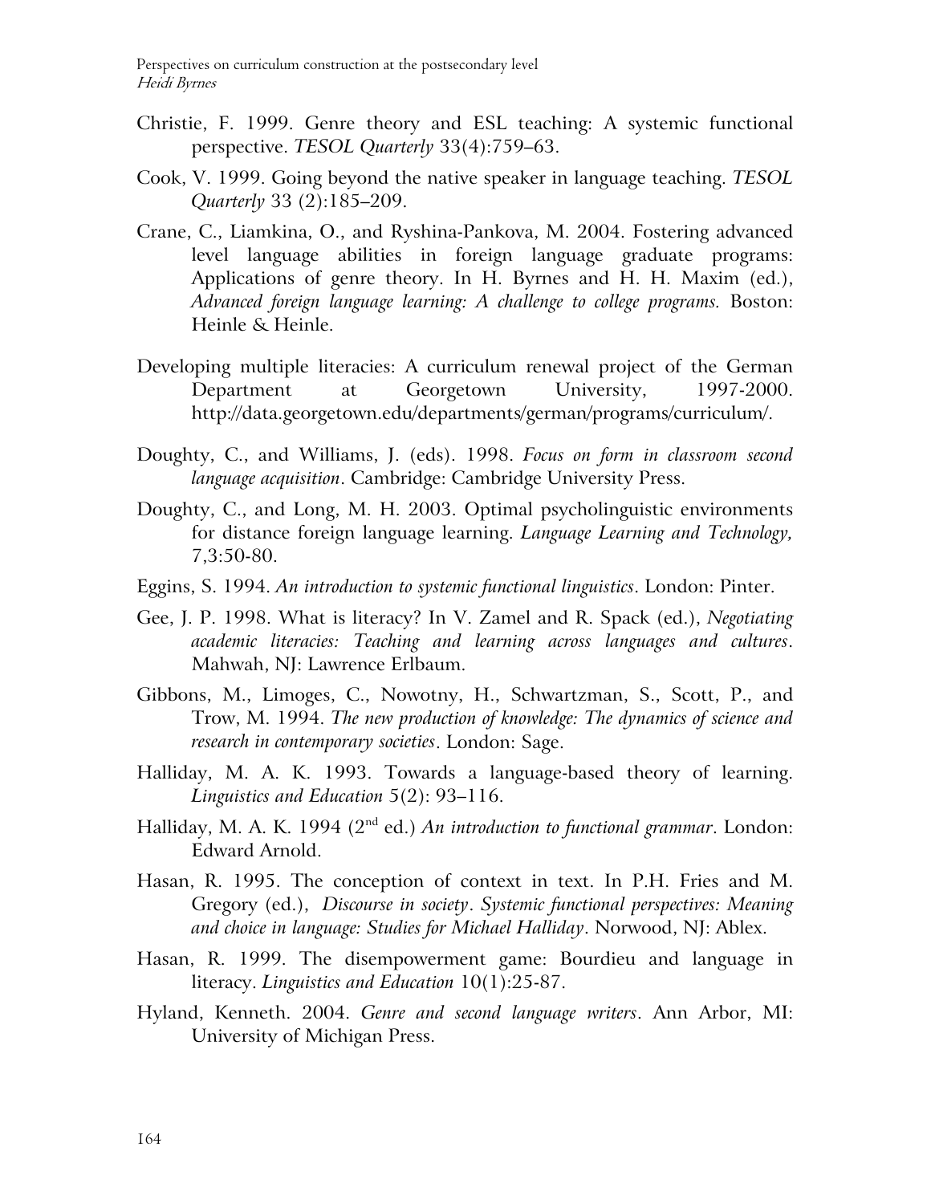Christie, F. 1999. Genre theory and ESL teaching: A systemic functional perspective. *TESOL Quarterly* 33(4):759–63.

Cook, V. 1999. Going beyond the native speaker in language teaching. *TESOL Quarterly* 33 (2):185–209.

Crane, C., Liamkina, O., and Ryshina-Pankova, M. 2004. Fostering advanced level language abilities in foreign language graduate programs: Applications of genre theory. In H. Byrnes and H. H. Maxim (ed.), *Advanced foreign language learning: A challenge to college programs.* Boston: Heinle & Heinle.

Developing multiple literacies: A curriculum renewal project of the German Department at Georgetown University, 1997-2000. http://data.georgetown.edu/departments/german/programs/curriculum/.

Doughty, C., and Williams, J. (eds). 1998. *Focus on form in classroom second language acquisition*. Cambridge: Cambridge University Press.

Doughty, C., and Long, M. H. 2003. Optimal psycholinguistic environments for distance foreign language learning. *Language Learning and Technology,* 7,3:50-80.

Eggins, S. 1994. *An introduction to systemic functional linguistics*. London: Pinter.

Gee, J. P. 1998. What is literacy? In V. Zamel and R. Spack (ed.), *Negotiating academic literacies: Teaching and learning across languages and cultures*. Mahwah, NJ: Lawrence Erlbaum.

Gibbons, M., Limoges, C., Nowotny, H., Schwartzman, S., Scott, P., and Trow, M. 1994. *The new production of knowledge: The dynamics of science and research in contemporary societies*. London: Sage.

Halliday, M. A. K. 1993. Towards a language-based theory of learning. *Linguistics and Education* 5(2): 93–116.

Halliday, M. A. K. 1994 (2nd ed.) *An introduction to functional grammar*. London: Edward Arnold.

Hasan, R. 1995. The conception of context in text. In P.H. Fries and M. Gregory (ed.), *Discourse in society*. *Systemic functional perspectives: Meaning and choice in language: Studies for Michael Halliday*. Norwood, NJ: Ablex.

Hasan, R. 1999. The disempowerment game: Bourdieu and language in literacy. *Linguistics and Education* 10(1):25-87.

Hyland, Kenneth. 2004. *Genre and second language writers*. Ann Arbor, MI: University of Michigan Press.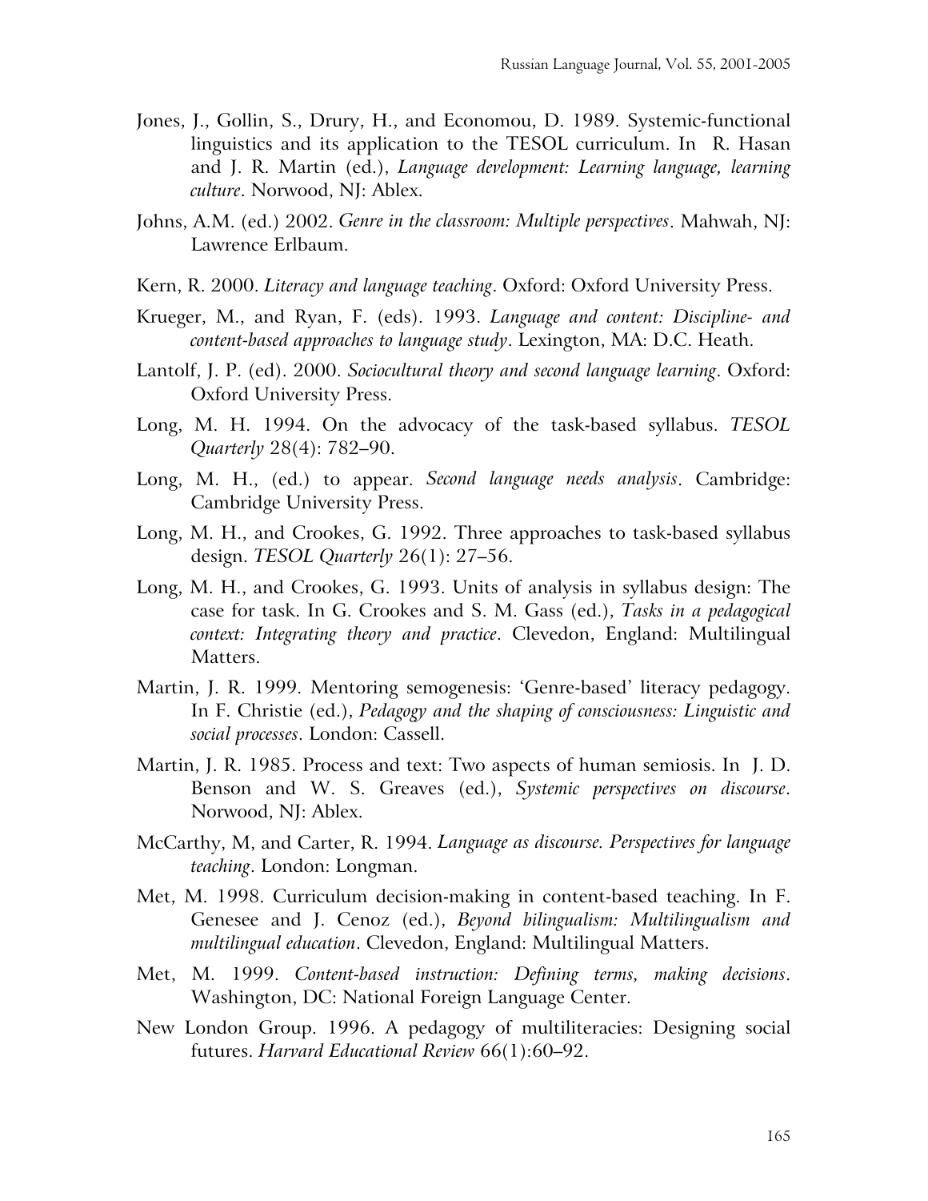Jones, J., Gollin, S., Drury, H., and Economou, D. 1989. Systemic-functional linguistics and its application to the TESOL curriculum. In R. Hasan and J. R. Martin (ed.), *Language development: Learning language, learning culture*. Norwood, NJ: Ablex.

Johns, A.M. (ed.) 2002. *Genre in the classroom: Multiple perspectives*. Mahwah, NJ: Lawrence Erlbaum.

Kern, R. 2000. *Literacy and language teaching*. Oxford: Oxford University Press.

Krueger, M., and Ryan, F. (eds). 1993. *Language and content: Discipline- and content-based approaches to language study*. Lexington, MA: D.C. Heath.

Lantolf, J. P. (ed). 2000. *Sociocultural theory and second language learning*. Oxford: Oxford University Press.

Long, M. H. 1994. On the advocacy of the task-based syllabus. *TESOL Quarterly* 28(4): 782–90.

Long, M. H., (ed.) to appear. *Second language needs analysis*. Cambridge: Cambridge University Press.

Long, M. H., and Crookes, G. 1992. Three approaches to task-based syllabus design. *TESOL Quarterly* 26(1): 27–56.

Long, M. H., and Crookes, G. 1993. Units of analysis in syllabus design: The case for task. In G. Crookes and S. M. Gass (ed.), *Tasks in a pedagogical context: Integrating theory and practice*. Clevedon, England: Multilingual Matters.

Martin, J. R. 1999. Mentoring semogenesis: 'Genre-based' literacy pedagogy. In F. Christie (ed.), *Pedagogy and the shaping of consciousness: Linguistic and social processes*. London: Cassell.

Martin, J. R. 1985. Process and text: Two aspects of human semiosis. In J. D. Benson and W. S. Greaves (ed.), *Systemic perspectives on discourse*. Norwood, NJ: Ablex.

McCarthy, M, and Carter, R. 1994. *Language as discourse. Perspectives for language teaching*. London: Longman.

Met, M. 1998. Curriculum decision-making in content-based teaching. In F. Genesee and J. Cenoz (ed.), *Beyond bilingualism: Multilingualism and multilingual education*. Clevedon, England: Multilingual Matters.

Met, M. 1999. *Content-based instruction: Defining terms, making decisions*. Washington, DC: National Foreign Language Center.

New London Group. 1996. A pedagogy of multiliteracies: Designing social futures. *Harvard Educational Review* 66(1):60–92.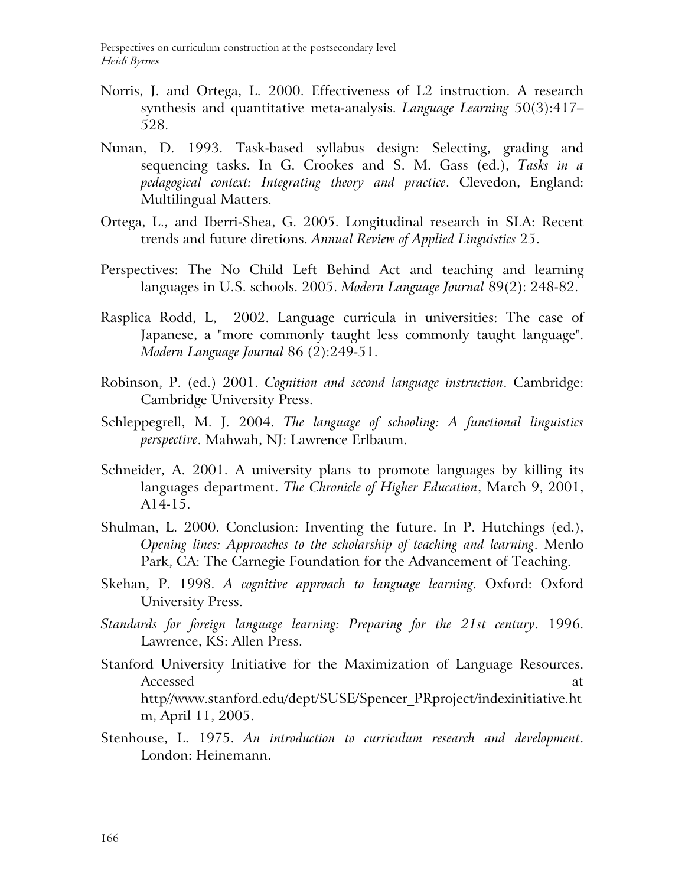Norris, J. and Ortega, L. 2000. Effectiveness of L2 instruction. A research synthesis and quantitative meta-analysis. *Language Learning* 50(3):417–528.

Nunan, D. 1993. Task-based syllabus design: Selecting, grading and sequencing tasks. In G. Crookes and S. M. Gass (ed.), *Tasks in a pedagogical context: Integrating theory and practice*. Clevedon, England: Multilingual Matters.

Ortega, L., and Iberri-Shea, G. 2005. Longitudinal research in SLA: Recent trends and future diretions. *Annual Review of Applied Linguistics* 25.

Perspectives: The No Child Left Behind Act and teaching and learning languages in U.S. schools. 2005. *Modern Language Journal* 89(2): 248-82.

Rasplica Rodd, L, 2002. Language curricula in universities: The case of Japanese, a "more commonly taught less commonly taught language". *Modern Language Journal* 86 (2):249-51.

Robinson, P. (ed.) 2001. *Cognition and second language instruction*. Cambridge: Cambridge University Press.

Schleppegrell, M. J. 2004. *The language of schooling: A functional linguistics perspective*. Mahwah, NJ: Lawrence Erlbaum.

Schneider, A. 2001. A university plans to promote languages by killing its languages department. *The Chronicle of Higher Education*, March 9, 2001, A14-15.

Shulman, L. 2000. Conclusion: Inventing the future. In P. Hutchings (ed.), *Opening lines: Approaches to the scholarship of teaching and learning*. Menlo Park, CA: The Carnegie Foundation for the Advancement of Teaching.

Skehan, P. 1998. *A cognitive approach to language learning*. Oxford: Oxford University Press.

*Standards for foreign language learning: Preparing for the 21st century*. 1996. Lawrence, KS: Allen Press.

Stanford University Initiative for the Maximization of Language Resources. Accessed at http//www.stanford.edu/dept/SUSE/Spencer_PRproject/indexinitiative.htm, April 11, 2005.

Stenhouse, L. 1975. *An introduction to curriculum research and development*. London: Heinemann.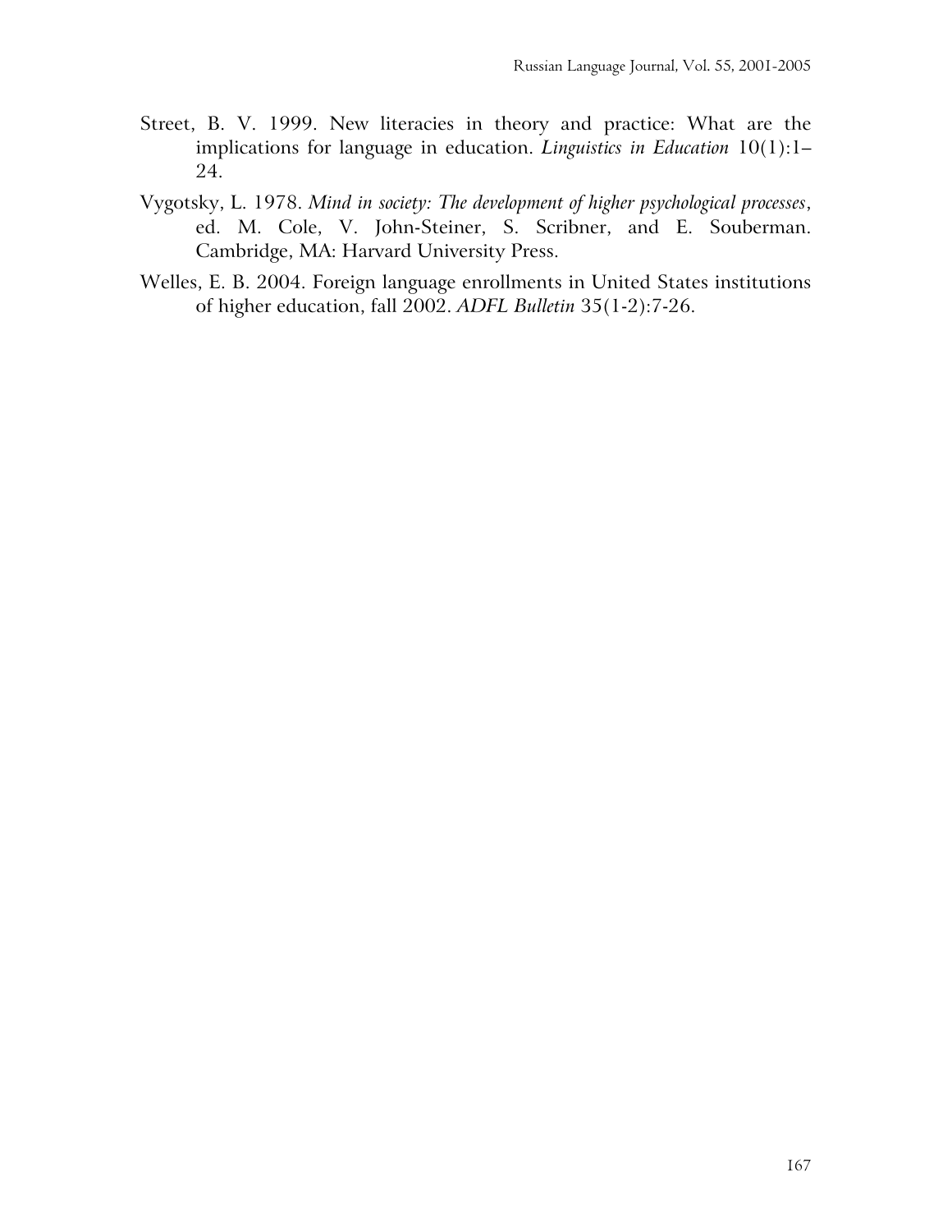Street, B. V. 1999. New literacies in theory and practice: What are the implications for language in education. *Linguistics in Education* 10(1):1–24.

Vygotsky, L. 1978. *Mind in society: The development of higher psychological processes*, ed. M. Cole, V. John-Steiner, S. Scribner, and E. Souberman. Cambridge, MA: Harvard University Press.

Welles, E. B. 2004. Foreign language enrollments in United States institutions of higher education, fall 2002. *ADFL Bulletin* 35(1-2):7-26.